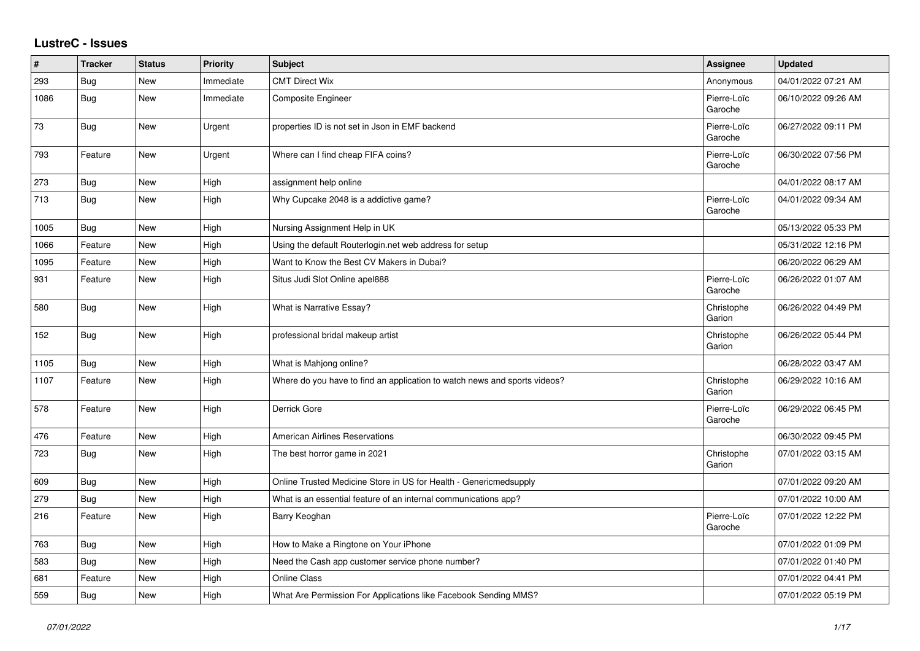## LustreC - Issues

| # | Tracker | Status | Priority | Subject | Assignee | Updated |
|---|---|---|---|---|---|---|
| 293 | Bug | New | Immediate | CMT Direct Wix | Anonymous | 04/01/2022 07:21 AM |
| 1086 | Bug | New | Immediate | Composite Engineer | Pierre-Loïc Garoche | 06/10/2022 09:26 AM |
| 73 | Bug | New | Urgent | properties ID is not set in Json in EMF backend | Pierre-Loïc Garoche | 06/27/2022 09:11 PM |
| 793 | Feature | New | Urgent | Where can I find cheap FIFA coins? | Pierre-Loïc Garoche | 06/30/2022 07:56 PM |
| 273 | Bug | New | High | assignment help online | | 04/01/2022 08:17 AM |
| 713 | Bug | New | High | Why Cupcake 2048 is a addictive game? | Pierre-Loïc Garoche | 04/01/2022 09:34 AM |
| 1005 | Bug | New | High | Nursing Assignment Help in UK | | 05/13/2022 05:33 PM |
| 1066 | Feature | New | High | Using the default Routerlogin.net web address for setup | | 05/31/2022 12:16 PM |
| 1095 | Feature | New | High | Want to Know the Best CV Makers in Dubai? | | 06/20/2022 06:29 AM |
| 931 | Feature | New | High | Situs Judi Slot Online apel888 | Pierre-Loïc Garoche | 06/26/2022 01:07 AM |
| 580 | Bug | New | High | What is Narrative Essay? | Christophe Garion | 06/26/2022 04:49 PM |
| 152 | Bug | New | High | professional bridal makeup artist | Christophe Garion | 06/26/2022 05:44 PM |
| 1105 | Bug | New | High | What is Mahjong online? | | 06/28/2022 03:47 AM |
| 1107 | Feature | New | High | Where do you have to find an application to watch news and sports videos? | Christophe Garion | 06/29/2022 10:16 AM |
| 578 | Feature | New | High | Derrick Gore | Pierre-Loïc Garoche | 06/29/2022 06:45 PM |
| 476 | Feature | New | High | American Airlines Reservations | | 06/30/2022 09:45 PM |
| 723 | Bug | New | High | The best horror game in 2021 | Christophe Garion | 07/01/2022 03:15 AM |
| 609 | Bug | New | High | Online Trusted Medicine Store in US for Health - Genericmedsupply | | 07/01/2022 09:20 AM |
| 279 | Bug | New | High | What is an essential feature of an internal communications app? | | 07/01/2022 10:00 AM |
| 216 | Feature | New | High | Barry Keoghan | Pierre-Loïc Garoche | 07/01/2022 12:22 PM |
| 763 | Bug | New | High | How to Make a Ringtone on Your iPhone | | 07/01/2022 01:09 PM |
| 583 | Bug | New | High | Need the Cash app customer service phone number? | | 07/01/2022 01:40 PM |
| 681 | Feature | New | High | Online Class | | 07/01/2022 04:41 PM |
| 559 | Bug | New | High | What Are Permission For Applications like Facebook Sending MMS? | | 07/01/2022 05:19 PM |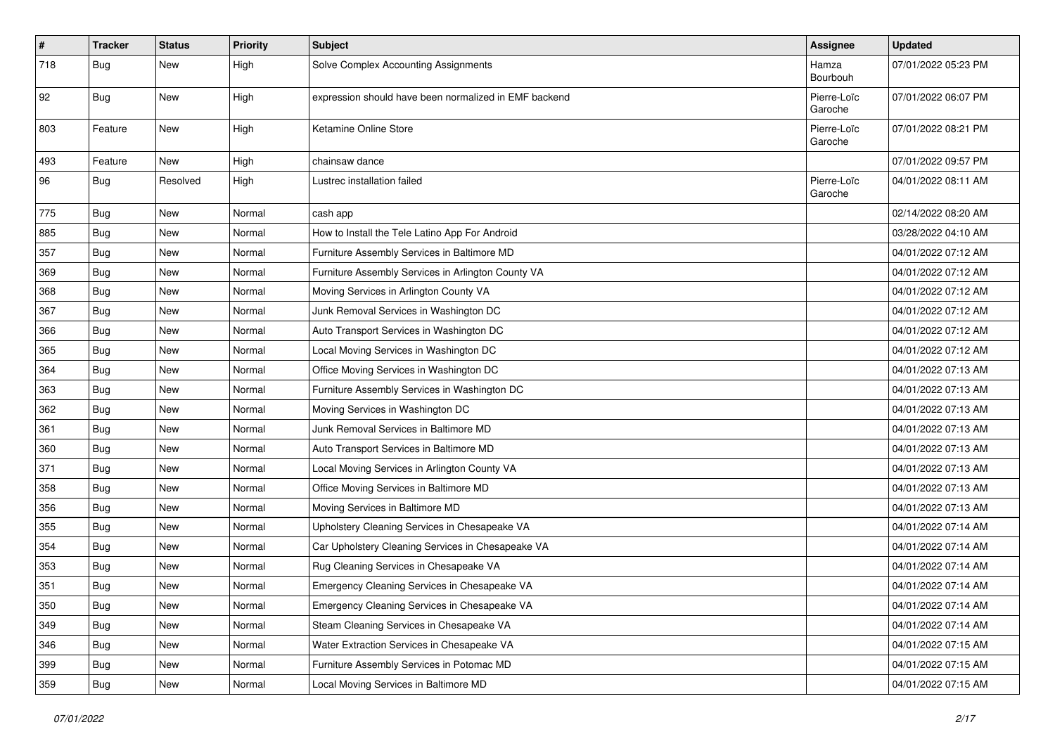| # | Tracker | Status | Priority | Subject | Assignee | Updated |
|---|---|---|---|---|---|---|
| 718 | Bug | New | High | Solve Complex Accounting Assignments | Hamza Bourbouh | 07/01/2022 05:23 PM |
| 92 | Bug | New | High | expression should have been normalized in EMF backend | Pierre-Loïc Garoche | 07/01/2022 06:07 PM |
| 803 | Feature | New | High | Ketamine Online Store | Pierre-Loïc Garoche | 07/01/2022 08:21 PM |
| 493 | Feature | New | High | chainsaw dance | | 07/01/2022 09:57 PM |
| 96 | Bug | Resolved | High | Lustrec installation failed | Pierre-Loïc Garoche | 04/01/2022 08:11 AM |
| 775 | Bug | New | Normal | cash app | | 02/14/2022 08:20 AM |
| 885 | Bug | New | Normal | How to Install the Tele Latino App For Android | | 03/28/2022 04:10 AM |
| 357 | Bug | New | Normal | Furniture Assembly Services in Baltimore MD | | 04/01/2022 07:12 AM |
| 369 | Bug | New | Normal | Furniture Assembly Services in Arlington County VA | | 04/01/2022 07:12 AM |
| 368 | Bug | New | Normal | Moving Services in Arlington County VA | | 04/01/2022 07:12 AM |
| 367 | Bug | New | Normal | Junk Removal Services in Washington DC | | 04/01/2022 07:12 AM |
| 366 | Bug | New | Normal | Auto Transport Services in Washington DC | | 04/01/2022 07:12 AM |
| 365 | Bug | New | Normal | Local Moving Services in Washington DC | | 04/01/2022 07:12 AM |
| 364 | Bug | New | Normal | Office Moving Services in Washington DC | | 04/01/2022 07:13 AM |
| 363 | Bug | New | Normal | Furniture Assembly Services in Washington DC | | 04/01/2022 07:13 AM |
| 362 | Bug | New | Normal | Moving Services in Washington DC | | 04/01/2022 07:13 AM |
| 361 | Bug | New | Normal | Junk Removal Services in Baltimore MD | | 04/01/2022 07:13 AM |
| 360 | Bug | New | Normal | Auto Transport Services in Baltimore MD | | 04/01/2022 07:13 AM |
| 371 | Bug | New | Normal | Local Moving Services in Arlington County VA | | 04/01/2022 07:13 AM |
| 358 | Bug | New | Normal | Office Moving Services in Baltimore MD | | 04/01/2022 07:13 AM |
| 356 | Bug | New | Normal | Moving Services in Baltimore MD | | 04/01/2022 07:13 AM |
| 355 | Bug | New | Normal | Upholstery Cleaning Services in Chesapeake VA | | 04/01/2022 07:14 AM |
| 354 | Bug | New | Normal | Car Upholstery Cleaning Services in Chesapeake VA | | 04/01/2022 07:14 AM |
| 353 | Bug | New | Normal | Rug Cleaning Services in Chesapeake VA | | 04/01/2022 07:14 AM |
| 351 | Bug | New | Normal | Emergency Cleaning Services in Chesapeake VA | | 04/01/2022 07:14 AM |
| 350 | Bug | New | Normal | Emergency Cleaning Services in Chesapeake VA | | 04/01/2022 07:14 AM |
| 349 | Bug | New | Normal | Steam Cleaning Services in Chesapeake VA | | 04/01/2022 07:14 AM |
| 346 | Bug | New | Normal | Water Extraction Services in Chesapeake VA | | 04/01/2022 07:15 AM |
| 399 | Bug | New | Normal | Furniture Assembly Services in Potomac MD | | 04/01/2022 07:15 AM |
| 359 | Bug | New | Normal | Local Moving Services in Baltimore MD | | 04/01/2022 07:15 AM |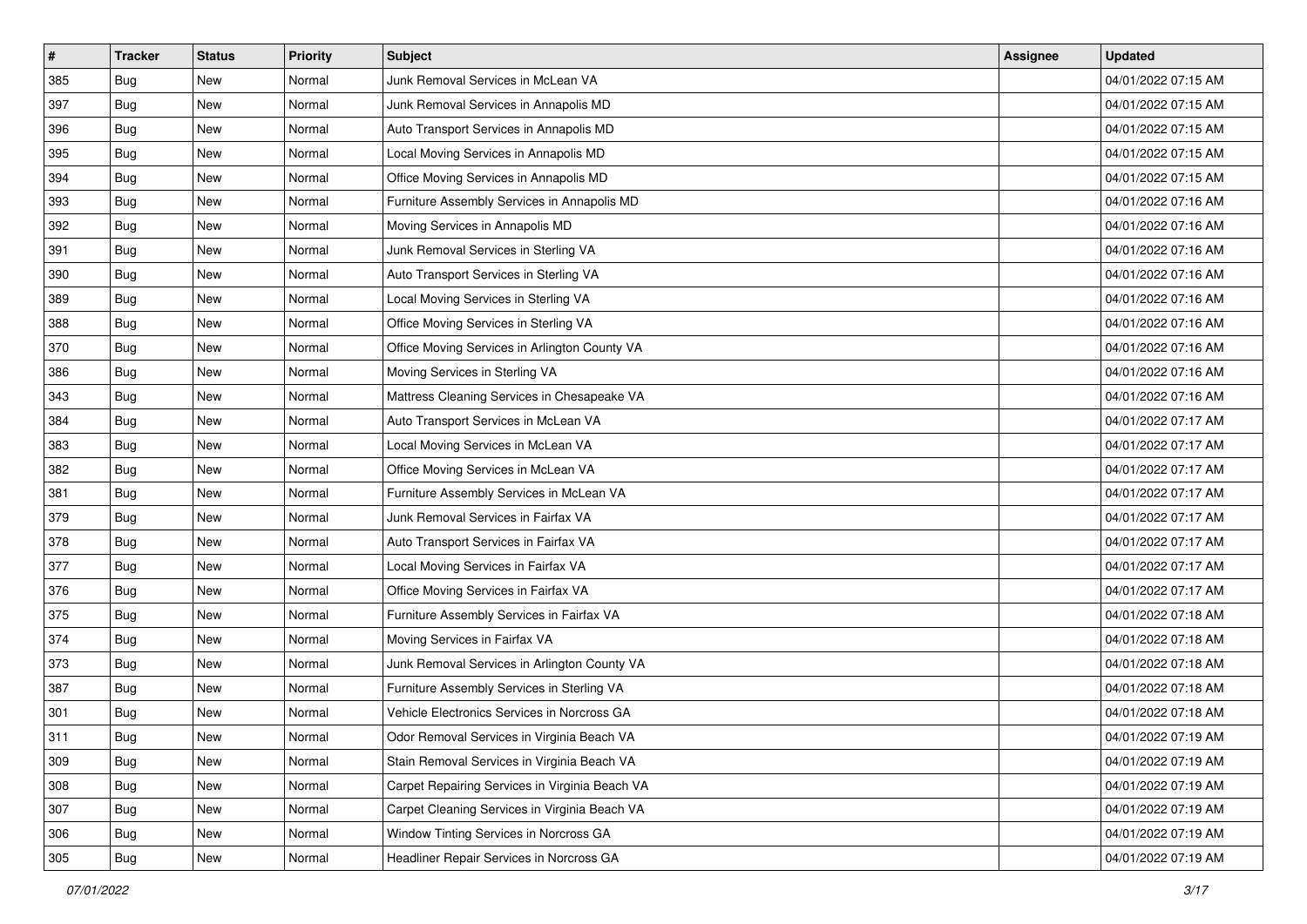| # | Tracker | Status | Priority | Subject | Assignee | Updated |
|---|---|---|---|---|---|---|
| 385 | Bug | New | Normal | Junk Removal Services in McLean VA | | 04/01/2022 07:15 AM |
| 397 | Bug | New | Normal | Junk Removal Services in Annapolis MD | | 04/01/2022 07:15 AM |
| 396 | Bug | New | Normal | Auto Transport Services in Annapolis MD | | 04/01/2022 07:15 AM |
| 395 | Bug | New | Normal | Local Moving Services in Annapolis MD | | 04/01/2022 07:15 AM |
| 394 | Bug | New | Normal | Office Moving Services in Annapolis MD | | 04/01/2022 07:15 AM |
| 393 | Bug | New | Normal | Furniture Assembly Services in Annapolis MD | | 04/01/2022 07:16 AM |
| 392 | Bug | New | Normal | Moving Services in Annapolis MD | | 04/01/2022 07:16 AM |
| 391 | Bug | New | Normal | Junk Removal Services in Sterling VA | | 04/01/2022 07:16 AM |
| 390 | Bug | New | Normal | Auto Transport Services in Sterling VA | | 04/01/2022 07:16 AM |
| 389 | Bug | New | Normal | Local Moving Services in Sterling VA | | 04/01/2022 07:16 AM |
| 388 | Bug | New | Normal | Office Moving Services in Sterling VA | | 04/01/2022 07:16 AM |
| 370 | Bug | New | Normal | Office Moving Services in Arlington County VA | | 04/01/2022 07:16 AM |
| 386 | Bug | New | Normal | Moving Services in Sterling VA | | 04/01/2022 07:16 AM |
| 343 | Bug | New | Normal | Mattress Cleaning Services in Chesapeake VA | | 04/01/2022 07:16 AM |
| 384 | Bug | New | Normal | Auto Transport Services in McLean VA | | 04/01/2022 07:17 AM |
| 383 | Bug | New | Normal | Local Moving Services in McLean VA | | 04/01/2022 07:17 AM |
| 382 | Bug | New | Normal | Office Moving Services in McLean VA | | 04/01/2022 07:17 AM |
| 381 | Bug | New | Normal | Furniture Assembly Services in McLean VA | | 04/01/2022 07:17 AM |
| 379 | Bug | New | Normal | Junk Removal Services in Fairfax VA | | 04/01/2022 07:17 AM |
| 378 | Bug | New | Normal | Auto Transport Services in Fairfax VA | | 04/01/2022 07:17 AM |
| 377 | Bug | New | Normal | Local Moving Services in Fairfax VA | | 04/01/2022 07:17 AM |
| 376 | Bug | New | Normal | Office Moving Services in Fairfax VA | | 04/01/2022 07:17 AM |
| 375 | Bug | New | Normal | Furniture Assembly Services in Fairfax VA | | 04/01/2022 07:18 AM |
| 374 | Bug | New | Normal | Moving Services in Fairfax VA | | 04/01/2022 07:18 AM |
| 373 | Bug | New | Normal | Junk Removal Services in Arlington County VA | | 04/01/2022 07:18 AM |
| 387 | Bug | New | Normal | Furniture Assembly Services in Sterling VA | | 04/01/2022 07:18 AM |
| 301 | Bug | New | Normal | Vehicle Electronics Services in Norcross GA | | 04/01/2022 07:18 AM |
| 311 | Bug | New | Normal | Odor Removal Services in Virginia Beach VA | | 04/01/2022 07:19 AM |
| 309 | Bug | New | Normal | Stain Removal Services in Virginia Beach VA | | 04/01/2022 07:19 AM |
| 308 | Bug | New | Normal | Carpet Repairing Services in Virginia Beach VA | | 04/01/2022 07:19 AM |
| 307 | Bug | New | Normal | Carpet Cleaning Services in Virginia Beach VA | | 04/01/2022 07:19 AM |
| 306 | Bug | New | Normal | Window Tinting Services in Norcross GA | | 04/01/2022 07:19 AM |
| 305 | Bug | New | Normal | Headliner Repair Services in Norcross GA | | 04/01/2022 07:19 AM |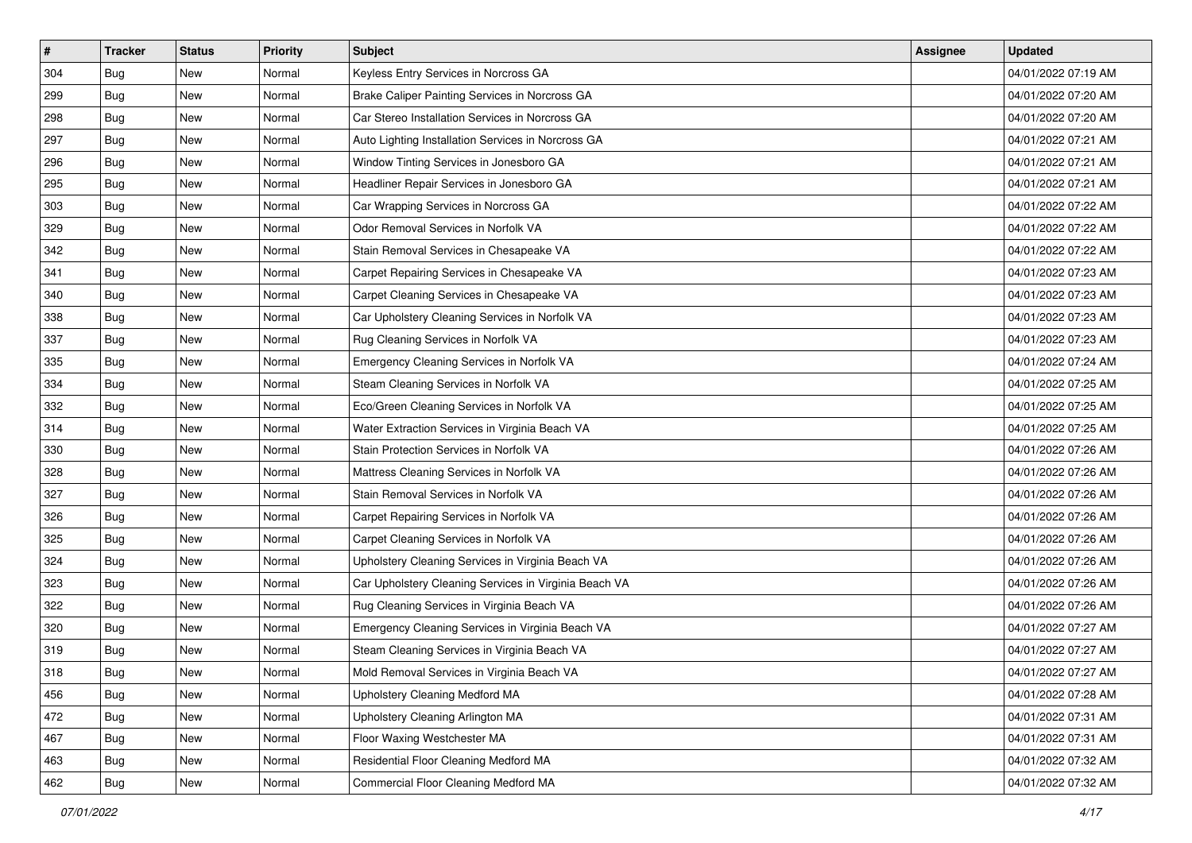| # | Tracker | Status | Priority | Subject | Assignee | Updated |
|---|---|---|---|---|---|---|
| 304 | Bug | New | Normal | Keyless Entry Services in Norcross GA | | 04/01/2022 07:19 AM |
| 299 | Bug | New | Normal | Brake Caliper Painting Services in Norcross GA | | 04/01/2022 07:20 AM |
| 298 | Bug | New | Normal | Car Stereo Installation Services in Norcross GA | | 04/01/2022 07:20 AM |
| 297 | Bug | New | Normal | Auto Lighting Installation Services in Norcross GA | | 04/01/2022 07:21 AM |
| 296 | Bug | New | Normal | Window Tinting Services in Jonesboro GA | | 04/01/2022 07:21 AM |
| 295 | Bug | New | Normal | Headliner Repair Services in Jonesboro GA | | 04/01/2022 07:21 AM |
| 303 | Bug | New | Normal | Car Wrapping Services in Norcross GA | | 04/01/2022 07:22 AM |
| 329 | Bug | New | Normal | Odor Removal Services in Norfolk VA | | 04/01/2022 07:22 AM |
| 342 | Bug | New | Normal | Stain Removal Services in Chesapeake VA | | 04/01/2022 07:22 AM |
| 341 | Bug | New | Normal | Carpet Repairing Services in Chesapeake VA | | 04/01/2022 07:23 AM |
| 340 | Bug | New | Normal | Carpet Cleaning Services in Chesapeake VA | | 04/01/2022 07:23 AM |
| 338 | Bug | New | Normal | Car Upholstery Cleaning Services in Norfolk VA | | 04/01/2022 07:23 AM |
| 337 | Bug | New | Normal | Rug Cleaning Services in Norfolk VA | | 04/01/2022 07:23 AM |
| 335 | Bug | New | Normal | Emergency Cleaning Services in Norfolk VA | | 04/01/2022 07:24 AM |
| 334 | Bug | New | Normal | Steam Cleaning Services in Norfolk VA | | 04/01/2022 07:25 AM |
| 332 | Bug | New | Normal | Eco/Green Cleaning Services in Norfolk VA | | 04/01/2022 07:25 AM |
| 314 | Bug | New | Normal | Water Extraction Services in Virginia Beach VA | | 04/01/2022 07:25 AM |
| 330 | Bug | New | Normal | Stain Protection Services in Norfolk VA | | 04/01/2022 07:26 AM |
| 328 | Bug | New | Normal | Mattress Cleaning Services in Norfolk VA | | 04/01/2022 07:26 AM |
| 327 | Bug | New | Normal | Stain Removal Services in Norfolk VA | | 04/01/2022 07:26 AM |
| 326 | Bug | New | Normal | Carpet Repairing Services in Norfolk VA | | 04/01/2022 07:26 AM |
| 325 | Bug | New | Normal | Carpet Cleaning Services in Norfolk VA | | 04/01/2022 07:26 AM |
| 324 | Bug | New | Normal | Upholstery Cleaning Services in Virginia Beach VA | | 04/01/2022 07:26 AM |
| 323 | Bug | New | Normal | Car Upholstery Cleaning Services in Virginia Beach VA | | 04/01/2022 07:26 AM |
| 322 | Bug | New | Normal | Rug Cleaning Services in Virginia Beach VA | | 04/01/2022 07:26 AM |
| 320 | Bug | New | Normal | Emergency Cleaning Services in Virginia Beach VA | | 04/01/2022 07:27 AM |
| 319 | Bug | New | Normal | Steam Cleaning Services in Virginia Beach VA | | 04/01/2022 07:27 AM |
| 318 | Bug | New | Normal | Mold Removal Services in Virginia Beach VA | | 04/01/2022 07:27 AM |
| 456 | Bug | New | Normal | Upholstery Cleaning Medford MA | | 04/01/2022 07:28 AM |
| 472 | Bug | New | Normal | Upholstery Cleaning Arlington MA | | 04/01/2022 07:31 AM |
| 467 | Bug | New | Normal | Floor Waxing Westchester MA | | 04/01/2022 07:31 AM |
| 463 | Bug | New | Normal | Residential Floor Cleaning Medford MA | | 04/01/2022 07:32 AM |
| 462 | Bug | New | Normal | Commercial Floor Cleaning Medford MA | | 04/01/2022 07:32 AM |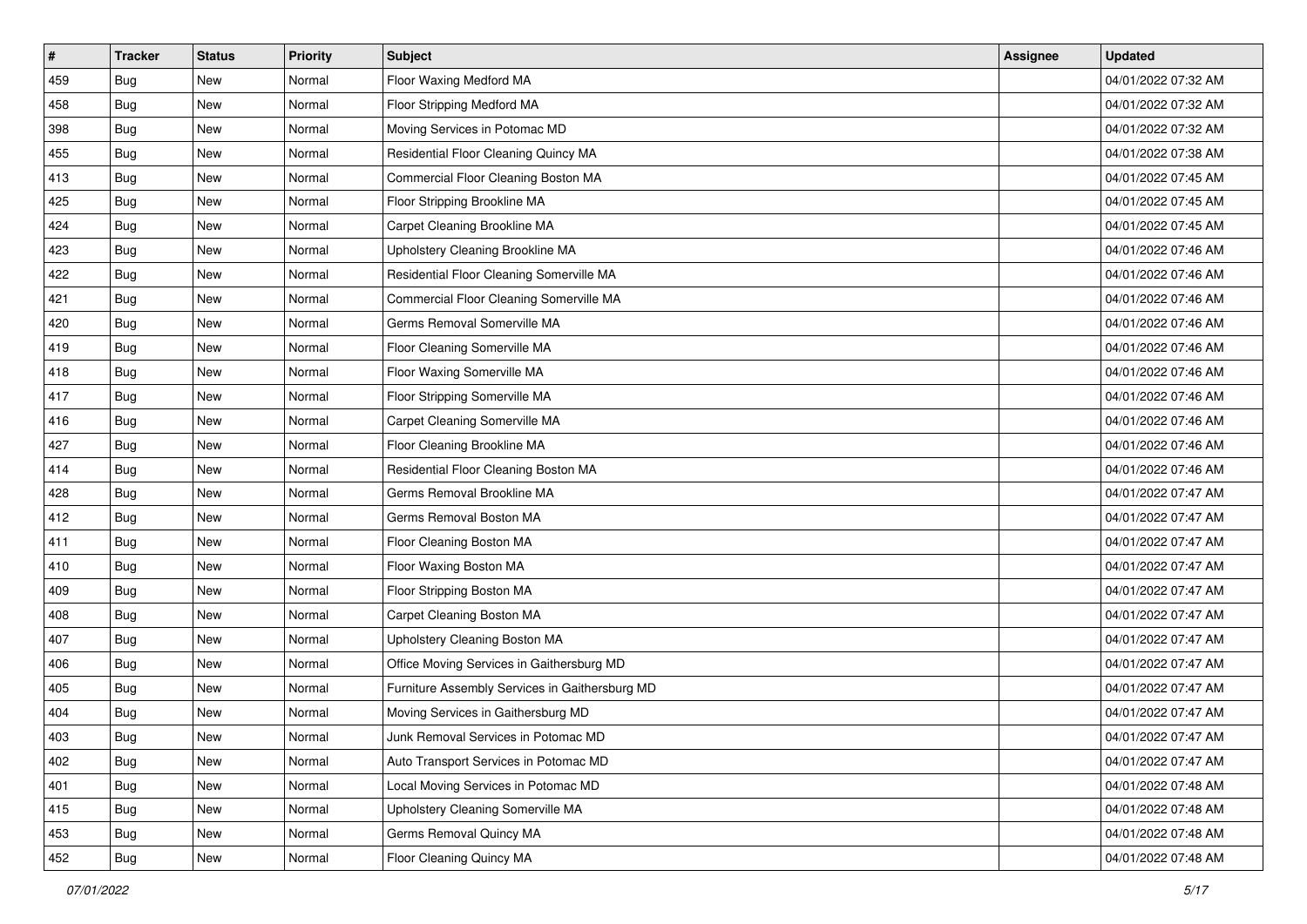| # | Tracker | Status | Priority | Subject | Assignee | Updated |
| --- | --- | --- | --- | --- | --- | --- |
| 459 | Bug | New | Normal | Floor Waxing Medford MA | | 04/01/2022 07:32 AM |
| 458 | Bug | New | Normal | Floor Stripping Medford MA | | 04/01/2022 07:32 AM |
| 398 | Bug | New | Normal | Moving Services in Potomac MD | | 04/01/2022 07:32 AM |
| 455 | Bug | New | Normal | Residential Floor Cleaning Quincy MA | | 04/01/2022 07:38 AM |
| 413 | Bug | New | Normal | Commercial Floor Cleaning Boston MA | | 04/01/2022 07:45 AM |
| 425 | Bug | New | Normal | Floor Stripping Brookline MA | | 04/01/2022 07:45 AM |
| 424 | Bug | New | Normal | Carpet Cleaning Brookline MA | | 04/01/2022 07:45 AM |
| 423 | Bug | New | Normal | Upholstery Cleaning Brookline MA | | 04/01/2022 07:46 AM |
| 422 | Bug | New | Normal | Residential Floor Cleaning Somerville MA | | 04/01/2022 07:46 AM |
| 421 | Bug | New | Normal | Commercial Floor Cleaning Somerville MA | | 04/01/2022 07:46 AM |
| 420 | Bug | New | Normal | Germs Removal Somerville MA | | 04/01/2022 07:46 AM |
| 419 | Bug | New | Normal | Floor Cleaning Somerville MA | | 04/01/2022 07:46 AM |
| 418 | Bug | New | Normal | Floor Waxing Somerville MA | | 04/01/2022 07:46 AM |
| 417 | Bug | New | Normal | Floor Stripping Somerville MA | | 04/01/2022 07:46 AM |
| 416 | Bug | New | Normal | Carpet Cleaning Somerville MA | | 04/01/2022 07:46 AM |
| 427 | Bug | New | Normal | Floor Cleaning Brookline MA | | 04/01/2022 07:46 AM |
| 414 | Bug | New | Normal | Residential Floor Cleaning Boston MA | | 04/01/2022 07:46 AM |
| 428 | Bug | New | Normal | Germs Removal Brookline MA | | 04/01/2022 07:47 AM |
| 412 | Bug | New | Normal | Germs Removal Boston MA | | 04/01/2022 07:47 AM |
| 411 | Bug | New | Normal | Floor Cleaning Boston MA | | 04/01/2022 07:47 AM |
| 410 | Bug | New | Normal | Floor Waxing Boston MA | | 04/01/2022 07:47 AM |
| 409 | Bug | New | Normal | Floor Stripping Boston MA | | 04/01/2022 07:47 AM |
| 408 | Bug | New | Normal | Carpet Cleaning Boston MA | | 04/01/2022 07:47 AM |
| 407 | Bug | New | Normal | Upholstery Cleaning Boston MA | | 04/01/2022 07:47 AM |
| 406 | Bug | New | Normal | Office Moving Services in Gaithersburg MD | | 04/01/2022 07:47 AM |
| 405 | Bug | New | Normal | Furniture Assembly Services in Gaithersburg MD | | 04/01/2022 07:47 AM |
| 404 | Bug | New | Normal | Moving Services in Gaithersburg MD | | 04/01/2022 07:47 AM |
| 403 | Bug | New | Normal | Junk Removal Services in Potomac MD | | 04/01/2022 07:47 AM |
| 402 | Bug | New | Normal | Auto Transport Services in Potomac MD | | 04/01/2022 07:47 AM |
| 401 | Bug | New | Normal | Local Moving Services in Potomac MD | | 04/01/2022 07:48 AM |
| 415 | Bug | New | Normal | Upholstery Cleaning Somerville MA | | 04/01/2022 07:48 AM |
| 453 | Bug | New | Normal | Germs Removal Quincy MA | | 04/01/2022 07:48 AM |
| 452 | Bug | New | Normal | Floor Cleaning Quincy MA | | 04/01/2022 07:48 AM |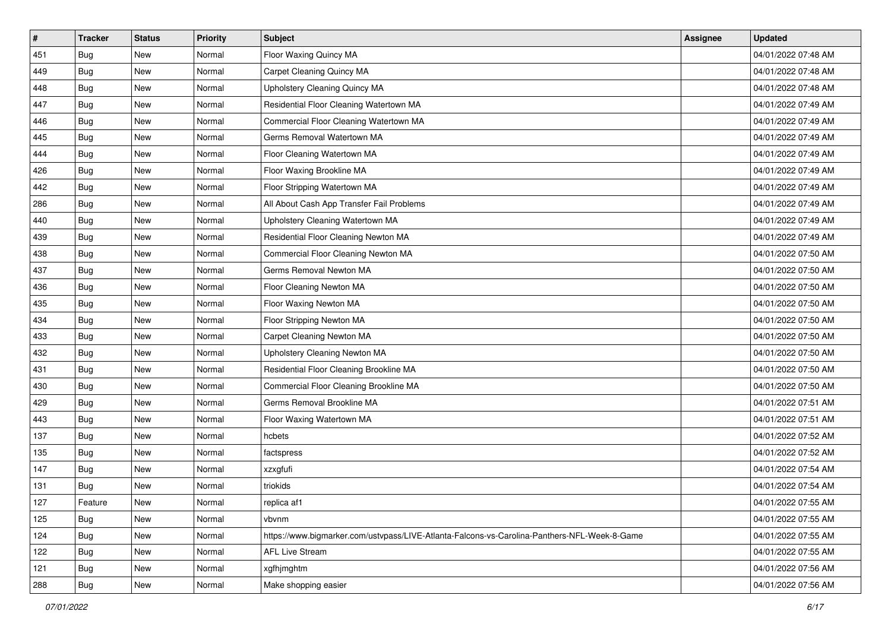| # | Tracker | Status | Priority | Subject | Assignee | Updated |
|---|---|---|---|---|---|---|
| 451 | Bug | New | Normal | Floor Waxing Quincy MA | | 04/01/2022 07:48 AM |
| 449 | Bug | New | Normal | Carpet Cleaning Quincy MA | | 04/01/2022 07:48 AM |
| 448 | Bug | New | Normal | Upholstery Cleaning Quincy MA | | 04/01/2022 07:48 AM |
| 447 | Bug | New | Normal | Residential Floor Cleaning Watertown MA | | 04/01/2022 07:49 AM |
| 446 | Bug | New | Normal | Commercial Floor Cleaning Watertown MA | | 04/01/2022 07:49 AM |
| 445 | Bug | New | Normal | Germs Removal Watertown MA | | 04/01/2022 07:49 AM |
| 444 | Bug | New | Normal | Floor Cleaning Watertown MA | | 04/01/2022 07:49 AM |
| 426 | Bug | New | Normal | Floor Waxing Brookline MA | | 04/01/2022 07:49 AM |
| 442 | Bug | New | Normal | Floor Stripping Watertown MA | | 04/01/2022 07:49 AM |
| 286 | Bug | New | Normal | All About Cash App Transfer Fail Problems | | 04/01/2022 07:49 AM |
| 440 | Bug | New | Normal | Upholstery Cleaning Watertown MA | | 04/01/2022 07:49 AM |
| 439 | Bug | New | Normal | Residential Floor Cleaning Newton MA | | 04/01/2022 07:49 AM |
| 438 | Bug | New | Normal | Commercial Floor Cleaning Newton MA | | 04/01/2022 07:50 AM |
| 437 | Bug | New | Normal | Germs Removal Newton MA | | 04/01/2022 07:50 AM |
| 436 | Bug | New | Normal | Floor Cleaning Newton MA | | 04/01/2022 07:50 AM |
| 435 | Bug | New | Normal | Floor Waxing Newton MA | | 04/01/2022 07:50 AM |
| 434 | Bug | New | Normal | Floor Stripping Newton MA | | 04/01/2022 07:50 AM |
| 433 | Bug | New | Normal | Carpet Cleaning Newton MA | | 04/01/2022 07:50 AM |
| 432 | Bug | New | Normal | Upholstery Cleaning Newton MA | | 04/01/2022 07:50 AM |
| 431 | Bug | New | Normal | Residential Floor Cleaning Brookline MA | | 04/01/2022 07:50 AM |
| 430 | Bug | New | Normal | Commercial Floor Cleaning Brookline MA | | 04/01/2022 07:50 AM |
| 429 | Bug | New | Normal | Germs Removal Brookline MA | | 04/01/2022 07:51 AM |
| 443 | Bug | New | Normal | Floor Waxing Watertown MA | | 04/01/2022 07:51 AM |
| 137 | Bug | New | Normal | hcbets | | 04/01/2022 07:52 AM |
| 135 | Bug | New | Normal | factspress | | 04/01/2022 07:52 AM |
| 147 | Bug | New | Normal | xzxgfufi | | 04/01/2022 07:54 AM |
| 131 | Bug | New | Normal | triokids | | 04/01/2022 07:54 AM |
| 127 | Feature | New | Normal | replica af1 | | 04/01/2022 07:55 AM |
| 125 | Bug | New | Normal | vbvnm | | 04/01/2022 07:55 AM |
| 124 | Bug | New | Normal | https://www.bigmarker.com/ustvpass/LIVE-Atlanta-Falcons-vs-Carolina-Panthers-NFL-Week-8-Game | | 04/01/2022 07:55 AM |
| 122 | Bug | New | Normal | AFL Live Stream | | 04/01/2022 07:55 AM |
| 121 | Bug | New | Normal | xgfhjmghtm | | 04/01/2022 07:56 AM |
| 288 | Bug | New | Normal | Make shopping easier | | 04/01/2022 07:56 AM |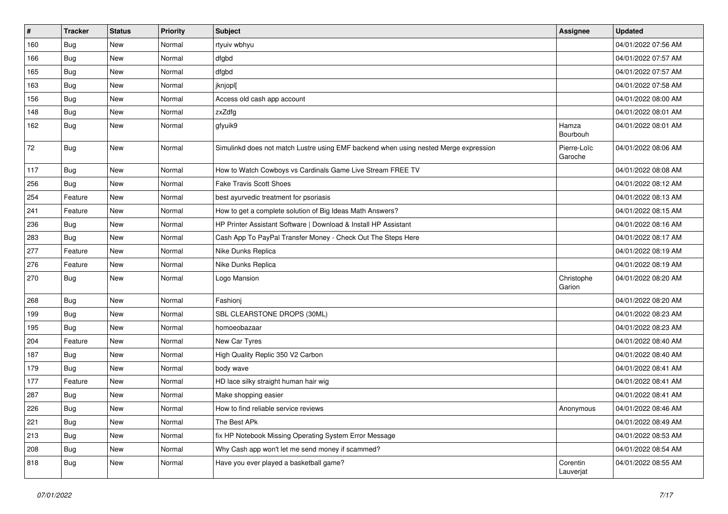| # | Tracker | Status | Priority | Subject | Assignee | Updated |
|---|---|---|---|---|---|---|
| 160 | Bug | New | Normal | rtyuiv wbhyu | | 04/01/2022 07:56 AM |
| 166 | Bug | New | Normal | dfgbd | | 04/01/2022 07:57 AM |
| 165 | Bug | New | Normal | dfgbd | | 04/01/2022 07:57 AM |
| 163 | Bug | New | Normal | jknjopl[ | | 04/01/2022 07:58 AM |
| 156 | Bug | New | Normal | Access old cash app account | | 04/01/2022 08:00 AM |
| 148 | Bug | New | Normal | zxZdfg | | 04/01/2022 08:01 AM |
| 162 | Bug | New | Normal | gfyuik9 | Hamza Bourbouh | 04/01/2022 08:01 AM |
| 72 | Bug | New | Normal | Simulinkd does not match Lustre using EMF backend when using nested Merge expression | Pierre-Loïc Garoche | 04/01/2022 08:06 AM |
| 117 | Bug | New | Normal | How to Watch Cowboys vs Cardinals Game Live Stream FREE TV | | 04/01/2022 08:08 AM |
| 256 | Bug | New | Normal | Fake Travis Scott Shoes | | 04/01/2022 08:12 AM |
| 254 | Feature | New | Normal | best ayurvedic treatment for psoriasis | | 04/01/2022 08:13 AM |
| 241 | Feature | New | Normal | How to get a complete solution of Big Ideas Math Answers? | | 04/01/2022 08:15 AM |
| 236 | Bug | New | Normal | HP Printer Assistant Software \| Download & Install HP Assistant | | 04/01/2022 08:16 AM |
| 283 | Bug | New | Normal | Cash App To PayPal Transfer Money - Check Out The Steps Here | | 04/01/2022 08:17 AM |
| 277 | Feature | New | Normal | Nike Dunks Replica | | 04/01/2022 08:19 AM |
| 276 | Feature | New | Normal | Nike Dunks Replica | | 04/01/2022 08:19 AM |
| 270 | Bug | New | Normal | Logo Mansion | Christophe Garion | 04/01/2022 08:20 AM |
| 268 | Bug | New | Normal | Fashionj | | 04/01/2022 08:20 AM |
| 199 | Bug | New | Normal | SBL CLEARSTONE DROPS (30ML) | | 04/01/2022 08:23 AM |
| 195 | Bug | New | Normal | homoeobazaar | | 04/01/2022 08:23 AM |
| 204 | Feature | New | Normal | New Car Tyres | | 04/01/2022 08:40 AM |
| 187 | Bug | New | Normal | High Quality Replic 350 V2 Carbon | | 04/01/2022 08:40 AM |
| 179 | Bug | New | Normal | body wave | | 04/01/2022 08:41 AM |
| 177 | Feature | New | Normal | HD lace silky straight human hair wig | | 04/01/2022 08:41 AM |
| 287 | Bug | New | Normal | Make shopping easier | | 04/01/2022 08:41 AM |
| 226 | Bug | New | Normal | How to find reliable service reviews | Anonymous | 04/01/2022 08:46 AM |
| 221 | Bug | New | Normal | The Best APk | | 04/01/2022 08:49 AM |
| 213 | Bug | New | Normal | fix HP Notebook Missing Operating System Error Message | | 04/01/2022 08:53 AM |
| 208 | Bug | New | Normal | Why Cash app won't let me send money if scammed? | | 04/01/2022 08:54 AM |
| 818 | Bug | New | Normal | Have you ever played a basketball game? | Corentin Lauverjat | 04/01/2022 08:55 AM |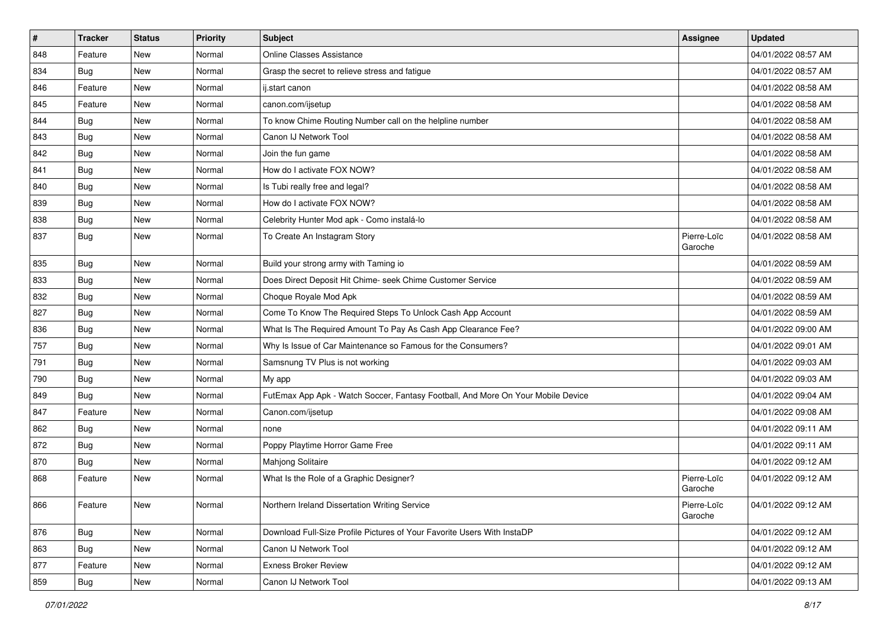| # | Tracker | Status | Priority | Subject | Assignee | Updated |
|---|---|---|---|---|---|---|
| 848 | Feature | New | Normal | Online Classes Assistance | | 04/01/2022 08:57 AM |
| 834 | Bug | New | Normal | Grasp the secret to relieve stress and fatigue | | 04/01/2022 08:57 AM |
| 846 | Feature | New | Normal | ij.start canon | | 04/01/2022 08:58 AM |
| 845 | Feature | New | Normal | canon.com/ijsetup | | 04/01/2022 08:58 AM |
| 844 | Bug | New | Normal | To know Chime Routing Number call on the helpline number | | 04/01/2022 08:58 AM |
| 843 | Bug | New | Normal | Canon IJ Network Tool | | 04/01/2022 08:58 AM |
| 842 | Bug | New | Normal | Join the fun game | | 04/01/2022 08:58 AM |
| 841 | Bug | New | Normal | How do I activate FOX NOW? | | 04/01/2022 08:58 AM |
| 840 | Bug | New | Normal | Is Tubi really free and legal? | | 04/01/2022 08:58 AM |
| 839 | Bug | New | Normal | How do I activate FOX NOW? | | 04/01/2022 08:58 AM |
| 838 | Bug | New | Normal | Celebrity Hunter Mod apk - Como instalá-lo | | 04/01/2022 08:58 AM |
| 837 | Bug | New | Normal | To Create An Instagram Story | Pierre-Loïc Garoche | 04/01/2022 08:58 AM |
| 835 | Bug | New | Normal | Build your strong army with Taming io | | 04/01/2022 08:59 AM |
| 833 | Bug | New | Normal | Does Direct Deposit Hit Chime- seek Chime Customer Service | | 04/01/2022 08:59 AM |
| 832 | Bug | New | Normal | Choque Royale Mod Apk | | 04/01/2022 08:59 AM |
| 827 | Bug | New | Normal | Come To Know The Required Steps To Unlock Cash App Account | | 04/01/2022 08:59 AM |
| 836 | Bug | New | Normal | What Is The Required Amount To Pay As Cash App Clearance Fee? | | 04/01/2022 09:00 AM |
| 757 | Bug | New | Normal | Why Is Issue of Car Maintenance so Famous for the Consumers? | | 04/01/2022 09:01 AM |
| 791 | Bug | New | Normal | Samsnung TV Plus is not working | | 04/01/2022 09:03 AM |
| 790 | Bug | New | Normal | My app | | 04/01/2022 09:03 AM |
| 849 | Bug | New | Normal | FutEmax App Apk - Watch Soccer, Fantasy Football, And More On Your Mobile Device | | 04/01/2022 09:04 AM |
| 847 | Feature | New | Normal | Canon.com/ijsetup | | 04/01/2022 09:08 AM |
| 862 | Bug | New | Normal | none | | 04/01/2022 09:11 AM |
| 872 | Bug | New | Normal | Poppy Playtime Horror Game Free | | 04/01/2022 09:11 AM |
| 870 | Bug | New | Normal | Mahjong Solitaire | | 04/01/2022 09:12 AM |
| 868 | Feature | New | Normal | What Is the Role of a Graphic Designer? | Pierre-Loïc Garoche | 04/01/2022 09:12 AM |
| 866 | Feature | New | Normal | Northern Ireland Dissertation Writing Service | Pierre-Loïc Garoche | 04/01/2022 09:12 AM |
| 876 | Bug | New | Normal | Download Full-Size Profile Pictures of Your Favorite Users With InstaDP | | 04/01/2022 09:12 AM |
| 863 | Bug | New | Normal | Canon IJ Network Tool | | 04/01/2022 09:12 AM |
| 877 | Feature | New | Normal | Exness Broker Review | | 04/01/2022 09:12 AM |
| 859 | Bug | New | Normal | Canon IJ Network Tool | | 04/01/2022 09:13 AM |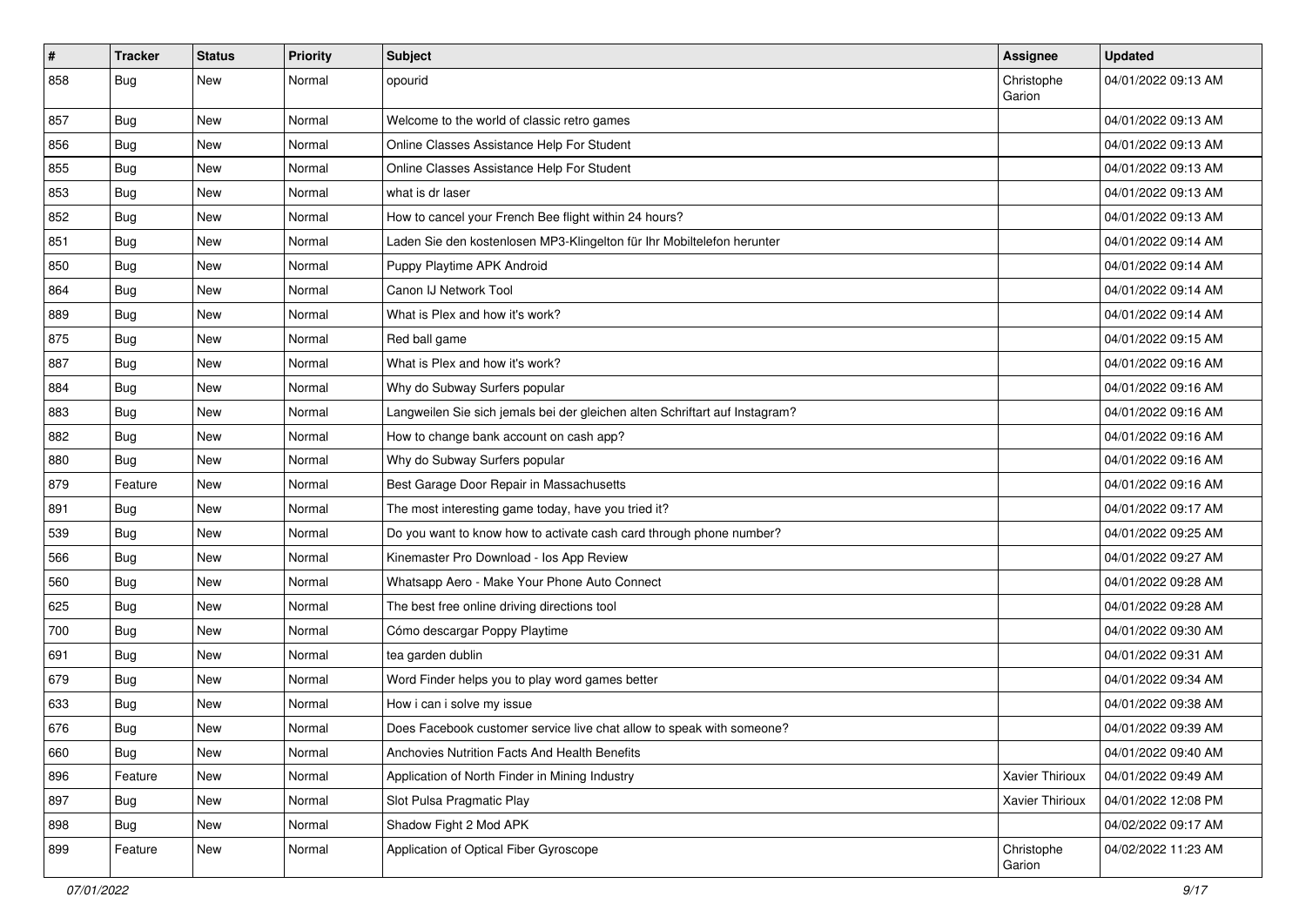| # | Tracker | Status | Priority | Subject | Assignee | Updated |
|---|---|---|---|---|---|---|
| 858 | Bug | New | Normal | opourid | Christophe Garion | 04/01/2022 09:13 AM |
| 857 | Bug | New | Normal | Welcome to the world of classic retro games | | 04/01/2022 09:13 AM |
| 856 | Bug | New | Normal | Online Classes Assistance Help For Student | | 04/01/2022 09:13 AM |
| 855 | Bug | New | Normal | Online Classes Assistance Help For Student | | 04/01/2022 09:13 AM |
| 853 | Bug | New | Normal | what is dr laser | | 04/01/2022 09:13 AM |
| 852 | Bug | New | Normal | How to cancel your French Bee flight within 24 hours? | | 04/01/2022 09:13 AM |
| 851 | Bug | New | Normal | Laden Sie den kostenlosen MP3-Klingelton für Ihr Mobiltelefon herunter | | 04/01/2022 09:14 AM |
| 850 | Bug | New | Normal | Puppy Playtime APK Android | | 04/01/2022 09:14 AM |
| 864 | Bug | New | Normal | Canon IJ Network Tool | | 04/01/2022 09:14 AM |
| 889 | Bug | New | Normal | What is Plex and how it's work? | | 04/01/2022 09:14 AM |
| 875 | Bug | New | Normal | Red ball game | | 04/01/2022 09:15 AM |
| 887 | Bug | New | Normal | What is Plex and how it's work? | | 04/01/2022 09:16 AM |
| 884 | Bug | New | Normal | Why do Subway Surfers popular | | 04/01/2022 09:16 AM |
| 883 | Bug | New | Normal | Langweilen Sie sich jemals bei der gleichen alten Schriftart auf Instagram? | | 04/01/2022 09:16 AM |
| 882 | Bug | New | Normal | How to change bank account on cash app? | | 04/01/2022 09:16 AM |
| 880 | Bug | New | Normal | Why do Subway Surfers popular | | 04/01/2022 09:16 AM |
| 879 | Feature | New | Normal | Best Garage Door Repair in Massachusetts | | 04/01/2022 09:16 AM |
| 891 | Bug | New | Normal | The most interesting game today, have you tried it? | | 04/01/2022 09:17 AM |
| 539 | Bug | New | Normal | Do you want to know how to activate cash card through phone number? | | 04/01/2022 09:25 AM |
| 566 | Bug | New | Normal | Kinemaster Pro Download - Ios App Review | | 04/01/2022 09:27 AM |
| 560 | Bug | New | Normal | Whatsapp Aero - Make Your Phone Auto Connect | | 04/01/2022 09:28 AM |
| 625 | Bug | New | Normal | The best free online driving directions tool | | 04/01/2022 09:28 AM |
| 700 | Bug | New | Normal | Cómo descargar Poppy Playtime | | 04/01/2022 09:30 AM |
| 691 | Bug | New | Normal | tea garden dublin | | 04/01/2022 09:31 AM |
| 679 | Bug | New | Normal | Word Finder helps you to play word games better | | 04/01/2022 09:34 AM |
| 633 | Bug | New | Normal | How i can i solve my issue | | 04/01/2022 09:38 AM |
| 676 | Bug | New | Normal | Does Facebook customer service live chat allow to speak with someone? | | 04/01/2022 09:39 AM |
| 660 | Bug | New | Normal | Anchovies Nutrition Facts And Health Benefits | | 04/01/2022 09:40 AM |
| 896 | Feature | New | Normal | Application of North Finder in Mining Industry | Xavier Thirioux | 04/01/2022 09:49 AM |
| 897 | Bug | New | Normal | Slot Pulsa Pragmatic Play | Xavier Thirioux | 04/01/2022 12:08 PM |
| 898 | Bug | New | Normal | Shadow Fight 2 Mod APK | | 04/02/2022 09:17 AM |
| 899 | Feature | New | Normal | Application of Optical Fiber Gyroscope | Christophe Garion | 04/02/2022 11:23 AM |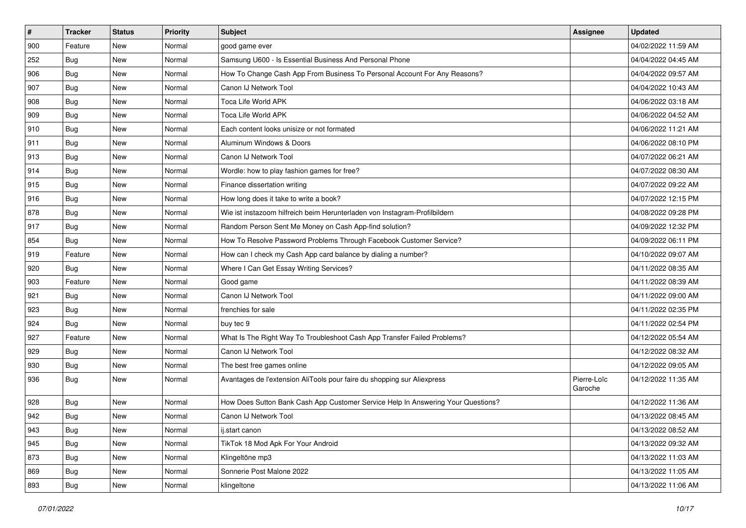| # | Tracker | Status | Priority | Subject | Assignee | Updated |
|---|---|---|---|---|---|---|
| 900 | Feature | New | Normal | good game ever | | 04/02/2022 11:59 AM |
| 252 | Bug | New | Normal | Samsung U600 - Is Essential Business And Personal Phone | | 04/04/2022 04:45 AM |
| 906 | Bug | New | Normal | How To Change Cash App From Business To Personal Account For Any Reasons? | | 04/04/2022 09:57 AM |
| 907 | Bug | New | Normal | Canon IJ Network Tool | | 04/04/2022 10:43 AM |
| 908 | Bug | New | Normal | Toca Life World APK | | 04/06/2022 03:18 AM |
| 909 | Bug | New | Normal | Toca Life World APK | | 04/06/2022 04:52 AM |
| 910 | Bug | New | Normal | Each content looks unisize or not formated | | 04/06/2022 11:21 AM |
| 911 | Bug | New | Normal | Aluminum Windows & Doors | | 04/06/2022 08:10 PM |
| 913 | Bug | New | Normal | Canon IJ Network Tool | | 04/07/2022 06:21 AM |
| 914 | Bug | New | Normal | Wordle: how to play fashion games for free? | | 04/07/2022 08:30 AM |
| 915 | Bug | New | Normal | Finance dissertation writing | | 04/07/2022 09:22 AM |
| 916 | Bug | New | Normal | How long does it take to write a book? | | 04/07/2022 12:15 PM |
| 878 | Bug | New | Normal | Wie ist instazoom hilfreich beim Herunterladen von Instagram-Profilbildern | | 04/08/2022 09:28 PM |
| 917 | Bug | New | Normal | Random Person Sent Me Money on Cash App-find solution? | | 04/09/2022 12:32 PM |
| 854 | Bug | New | Normal | How To Resolve Password Problems Through Facebook Customer Service? | | 04/09/2022 06:11 PM |
| 919 | Feature | New | Normal | How can I check my Cash App card balance by dialing a number? | | 04/10/2022 09:07 AM |
| 920 | Bug | New | Normal | Where I Can Get Essay Writing Services? | | 04/11/2022 08:35 AM |
| 903 | Feature | New | Normal | Good game | | 04/11/2022 08:39 AM |
| 921 | Bug | New | Normal | Canon IJ Network Tool | | 04/11/2022 09:00 AM |
| 923 | Bug | New | Normal | frenchies for sale | | 04/11/2022 02:35 PM |
| 924 | Bug | New | Normal | buy tec 9 | | 04/11/2022 02:54 PM |
| 927 | Feature | New | Normal | What Is The Right Way To Troubleshoot Cash App Transfer Failed Problems? | | 04/12/2022 05:54 AM |
| 929 | Bug | New | Normal | Canon IJ Network Tool | | 04/12/2022 08:32 AM |
| 930 | Bug | New | Normal | The best free games online | | 04/12/2022 09:05 AM |
| 936 | Bug | New | Normal | Avantages de l'extension AliTools pour faire du shopping sur Aliexpress | Pierre-Loïc Garoche | 04/12/2022 11:35 AM |
| 928 | Bug | New | Normal | How Does Sutton Bank Cash App Customer Service Help In Answering Your Questions? | | 04/12/2022 11:36 AM |
| 942 | Bug | New | Normal | Canon IJ Network Tool | | 04/13/2022 08:45 AM |
| 943 | Bug | New | Normal | ij.start canon | | 04/13/2022 08:52 AM |
| 945 | Bug | New | Normal | TikTok 18 Mod Apk For Your Android | | 04/13/2022 09:32 AM |
| 873 | Bug | New | Normal | Klingeltöne mp3 | | 04/13/2022 11:03 AM |
| 869 | Bug | New | Normal | Sonnerie Post Malone 2022 | | 04/13/2022 11:05 AM |
| 893 | Bug | New | Normal | klingeltone | | 04/13/2022 11:06 AM |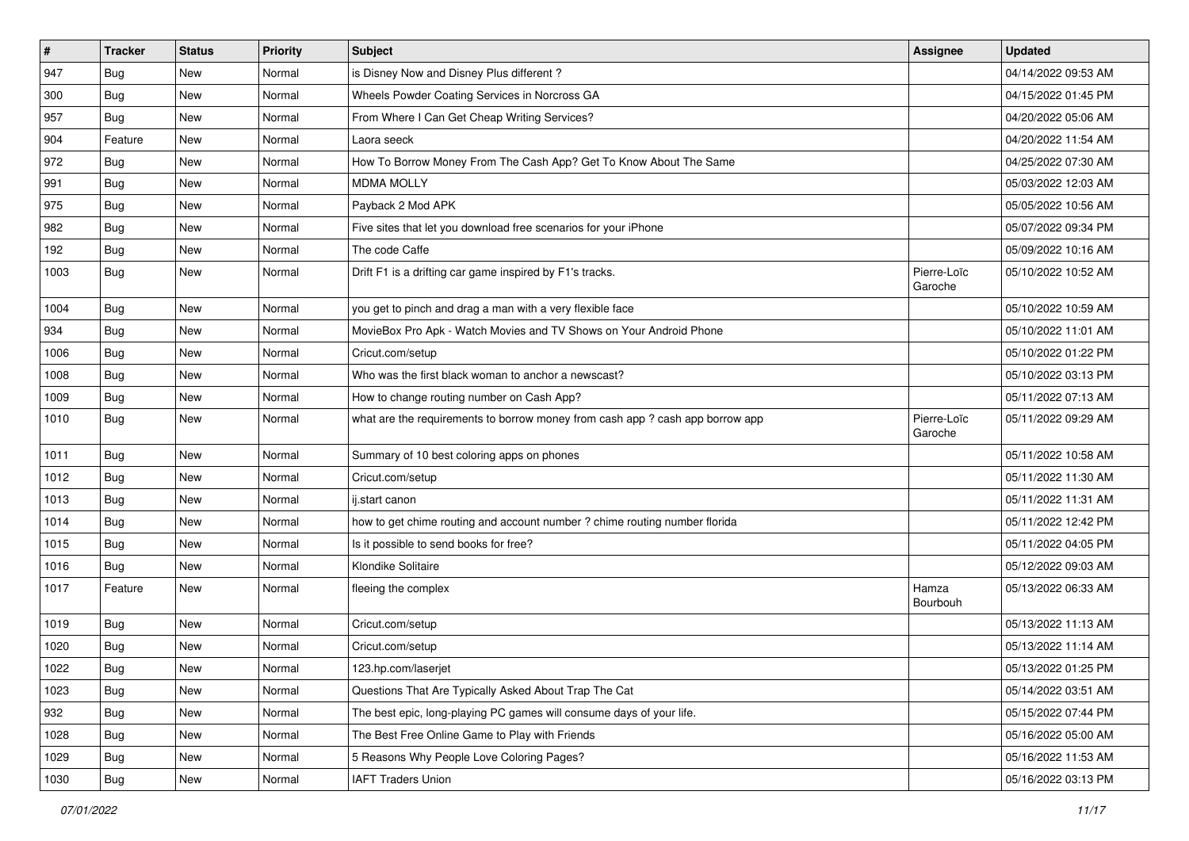| # | Tracker | Status | Priority | Subject | Assignee | Updated |
|---|---|---|---|---|---|---|
| 947 | Bug | New | Normal | is Disney Now and Disney Plus different ? | | 04/14/2022 09:53 AM |
| 300 | Bug | New | Normal | Wheels Powder Coating Services in Norcross GA | | 04/15/2022 01:45 PM |
| 957 | Bug | New | Normal | From Where I Can Get Cheap Writing Services? | | 04/20/2022 05:06 AM |
| 904 | Feature | New | Normal | Laora seeck | | 04/20/2022 11:54 AM |
| 972 | Bug | New | Normal | How To Borrow Money From The Cash App? Get To Know About The Same | | 04/25/2022 07:30 AM |
| 991 | Bug | New | Normal | MDMA MOLLY | | 05/03/2022 12:03 AM |
| 975 | Bug | New | Normal | Payback 2 Mod APK | | 05/05/2022 10:56 AM |
| 982 | Bug | New | Normal | Five sites that let you download free scenarios for your iPhone | | 05/07/2022 09:34 PM |
| 192 | Bug | New | Normal | The code Caffe | | 05/09/2022 10:16 AM |
| 1003 | Bug | New | Normal | Drift F1 is a drifting car game inspired by F1's tracks. | Pierre-Loïc Garoche | 05/10/2022 10:52 AM |
| 1004 | Bug | New | Normal | you get to pinch and drag a man with a very flexible face | | 05/10/2022 10:59 AM |
| 934 | Bug | New | Normal | MovieBox Pro Apk - Watch Movies and TV Shows on Your Android Phone | | 05/10/2022 11:01 AM |
| 1006 | Bug | New | Normal | Cricut.com/setup | | 05/10/2022 01:22 PM |
| 1008 | Bug | New | Normal | Who was the first black woman to anchor a newscast? | | 05/10/2022 03:13 PM |
| 1009 | Bug | New | Normal | How to change routing number on Cash App? | | 05/11/2022 07:13 AM |
| 1010 | Bug | New | Normal | what are the requirements to borrow money from cash app ? cash app borrow app | Pierre-Loïc Garoche | 05/11/2022 09:29 AM |
| 1011 | Bug | New | Normal | Summary of 10 best coloring apps on phones | | 05/11/2022 10:58 AM |
| 1012 | Bug | New | Normal | Cricut.com/setup | | 05/11/2022 11:30 AM |
| 1013 | Bug | New | Normal | ij.start canon | | 05/11/2022 11:31 AM |
| 1014 | Bug | New | Normal | how to get chime routing and account number ? chime routing number florida | | 05/11/2022 12:42 PM |
| 1015 | Bug | New | Normal | Is it possible to send books for free? | | 05/11/2022 04:05 PM |
| 1016 | Bug | New | Normal | Klondike Solitaire | | 05/12/2022 09:03 AM |
| 1017 | Feature | New | Normal | fleeing the complex | Hamza Bourbouh | 05/13/2022 06:33 AM |
| 1019 | Bug | New | Normal | Cricut.com/setup | | 05/13/2022 11:13 AM |
| 1020 | Bug | New | Normal | Cricut.com/setup | | 05/13/2022 11:14 AM |
| 1022 | Bug | New | Normal | 123.hp.com/laserjet | | 05/13/2022 01:25 PM |
| 1023 | Bug | New | Normal | Questions That Are Typically Asked About Trap The Cat | | 05/14/2022 03:51 AM |
| 932 | Bug | New | Normal | The best epic, long-playing PC games will consume days of your life. | | 05/15/2022 07:44 PM |
| 1028 | Bug | New | Normal | The Best Free Online Game to Play with Friends | | 05/16/2022 05:00 AM |
| 1029 | Bug | New | Normal | 5 Reasons Why People Love Coloring Pages? | | 05/16/2022 11:53 AM |
| 1030 | Bug | New | Normal | IAFT Traders Union | | 05/16/2022 03:13 PM |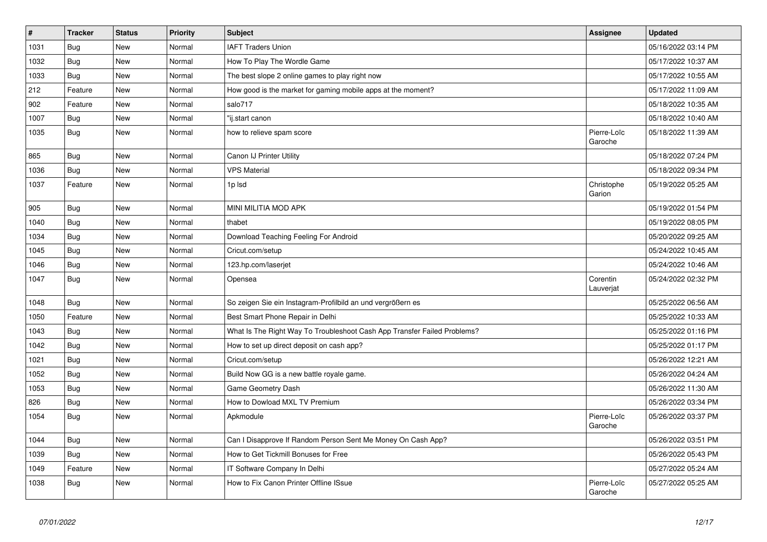| # | Tracker | Status | Priority | Subject | Assignee | Updated |
|---|---|---|---|---|---|---|
| 1031 | Bug | New | Normal | IAFT Traders Union | | 05/16/2022 03:14 PM |
| 1032 | Bug | New | Normal | How To Play The Wordle Game | | 05/17/2022 10:37 AM |
| 1033 | Bug | New | Normal | The best slope 2 online games to play right now | | 05/17/2022 10:55 AM |
| 212 | Feature | New | Normal | How good is the market for gaming mobile apps at the moment? | | 05/17/2022 11:09 AM |
| 902 | Feature | New | Normal | salo717 | | 05/18/2022 10:35 AM |
| 1007 | Bug | New | Normal | "ij.start canon | | 05/18/2022 10:40 AM |
| 1035 | Bug | New | Normal | how to relieve spam score | Pierre-Loïc Garoche | 05/18/2022 11:39 AM |
| 865 | Bug | New | Normal | Canon IJ Printer Utility | | 05/18/2022 07:24 PM |
| 1036 | Bug | New | Normal | VPS Material | | 05/18/2022 09:34 PM |
| 1037 | Feature | New | Normal | 1p lsd | Christophe Garion | 05/19/2022 05:25 AM |
| 905 | Bug | New | Normal | MINI MILITIA MOD APK | | 05/19/2022 01:54 PM |
| 1040 | Bug | New | Normal | thabet | | 05/19/2022 08:05 PM |
| 1034 | Bug | New | Normal | Download Teaching Feeling For Android | | 05/20/2022 09:25 AM |
| 1045 | Bug | New | Normal | Cricut.com/setup | | 05/24/2022 10:45 AM |
| 1046 | Bug | New | Normal | 123.hp.com/laserjet | | 05/24/2022 10:46 AM |
| 1047 | Bug | New | Normal | Opensea | Corentin Lauverjat | 05/24/2022 02:32 PM |
| 1048 | Bug | New | Normal | So zeigen Sie ein Instagram-Profilbild an und vergrößern es | | 05/25/2022 06:56 AM |
| 1050 | Feature | New | Normal | Best Smart Phone Repair in Delhi | | 05/25/2022 10:33 AM |
| 1043 | Bug | New | Normal | What Is The Right Way To Troubleshoot Cash App Transfer Failed Problems? | | 05/25/2022 01:16 PM |
| 1042 | Bug | New | Normal | How to set up direct deposit on cash app? | | 05/25/2022 01:17 PM |
| 1021 | Bug | New | Normal | Cricut.com/setup | | 05/26/2022 12:21 AM |
| 1052 | Bug | New | Normal | Build Now GG is a new battle royale game. | | 05/26/2022 04:24 AM |
| 1053 | Bug | New | Normal | Game Geometry Dash | | 05/26/2022 11:30 AM |
| 826 | Bug | New | Normal | How to Dowload MXL TV Premium | | 05/26/2022 03:34 PM |
| 1054 | Bug | New | Normal | Apkmodule | Pierre-Loïc Garoche | 05/26/2022 03:37 PM |
| 1044 | Bug | New | Normal | Can I Disapprove If Random Person Sent Me Money On Cash App? | | 05/26/2022 03:51 PM |
| 1039 | Bug | New | Normal | How to Get Tickmill Bonuses for Free | | 05/26/2022 05:43 PM |
| 1049 | Feature | New | Normal | IT Software Company In Delhi | | 05/27/2022 05:24 AM |
| 1038 | Bug | New | Normal | How to Fix Canon Printer Offline ISsue | Pierre-Loïc Garoche | 05/27/2022 05:25 AM |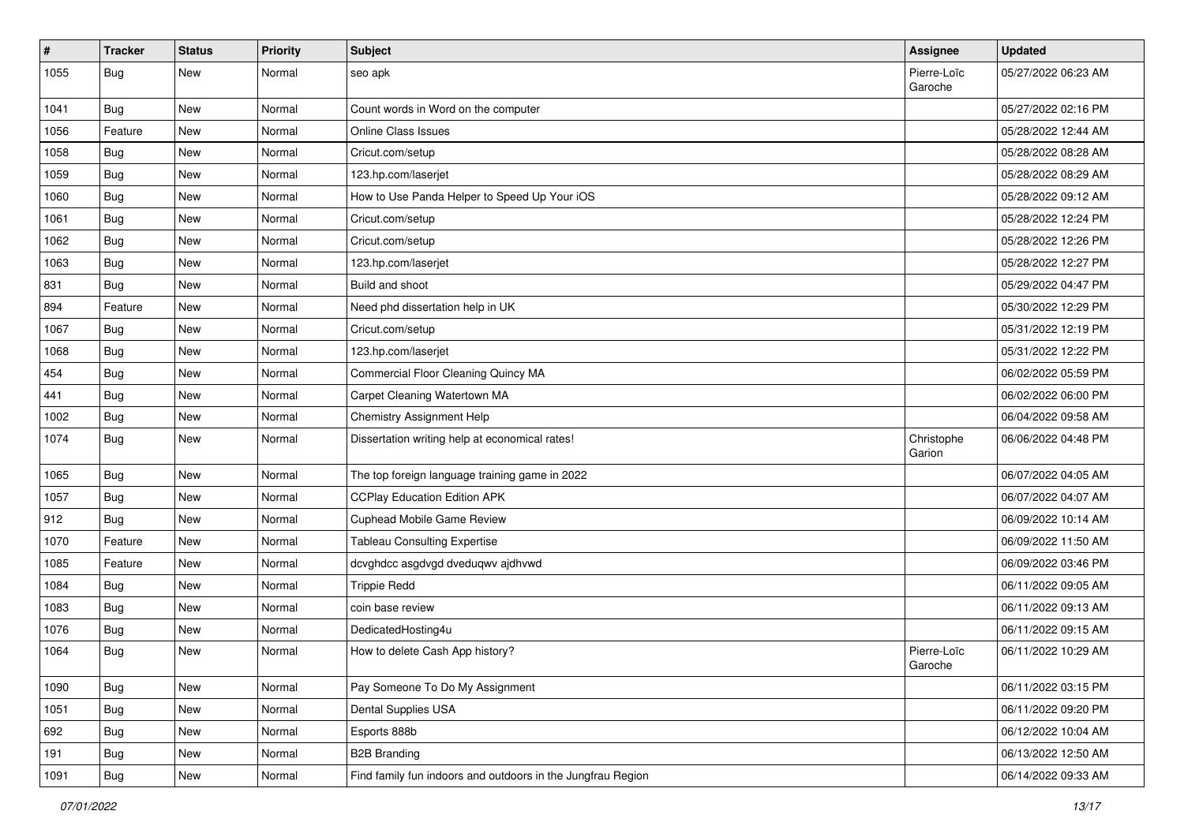| # | Tracker | Status | Priority | Subject | Assignee | Updated |
|---|---|---|---|---|---|---|
| 1055 | Bug | New | Normal | seo apk | Pierre-Loïc Garoche | 05/27/2022 06:23 AM |
| 1041 | Bug | New | Normal | Count words in Word on the computer | | 05/27/2022 02:16 PM |
| 1056 | Feature | New | Normal | Online Class Issues | | 05/28/2022 12:44 AM |
| 1058 | Bug | New | Normal | Cricut.com/setup | | 05/28/2022 08:28 AM |
| 1059 | Bug | New | Normal | 123.hp.com/laserjet | | 05/28/2022 08:29 AM |
| 1060 | Bug | New | Normal | How to Use Panda Helper to Speed Up Your iOS | | 05/28/2022 09:12 AM |
| 1061 | Bug | New | Normal | Cricut.com/setup | | 05/28/2022 12:24 PM |
| 1062 | Bug | New | Normal | Cricut.com/setup | | 05/28/2022 12:26 PM |
| 1063 | Bug | New | Normal | 123.hp.com/laserjet | | 05/28/2022 12:27 PM |
| 831 | Bug | New | Normal | Build and shoot | | 05/29/2022 04:47 PM |
| 894 | Feature | New | Normal | Need phd dissertation help in UK | | 05/30/2022 12:29 PM |
| 1067 | Bug | New | Normal | Cricut.com/setup | | 05/31/2022 12:19 PM |
| 1068 | Bug | New | Normal | 123.hp.com/laserjet | | 05/31/2022 12:22 PM |
| 454 | Bug | New | Normal | Commercial Floor Cleaning Quincy MA | | 06/02/2022 05:59 PM |
| 441 | Bug | New | Normal | Carpet Cleaning Watertown MA | | 06/02/2022 06:00 PM |
| 1002 | Bug | New | Normal | Chemistry Assignment Help | | 06/04/2022 09:58 AM |
| 1074 | Bug | New | Normal | Dissertation writing help at economical rates! | Christophe Garion | 06/06/2022 04:48 PM |
| 1065 | Bug | New | Normal | The top foreign language training game in 2022 | | 06/07/2022 04:05 AM |
| 1057 | Bug | New | Normal | CCPlay Education Edition APK | | 06/07/2022 04:07 AM |
| 912 | Bug | New | Normal | Cuphead Mobile Game Review | | 06/09/2022 10:14 AM |
| 1070 | Feature | New | Normal | Tableau Consulting Expertise | | 06/09/2022 11:50 AM |
| 1085 | Feature | New | Normal | dcvghdcc asgdvgd dveduqwv ajdhvwd | | 06/09/2022 03:46 PM |
| 1084 | Bug | New | Normal | Trippie Redd | | 06/11/2022 09:05 AM |
| 1083 | Bug | New | Normal | coin base review | | 06/11/2022 09:13 AM |
| 1076 | Bug | New | Normal | DedicatedHosting4u | | 06/11/2022 09:15 AM |
| 1064 | Bug | New | Normal | How to delete Cash App history? | Pierre-Loïc Garoche | 06/11/2022 10:29 AM |
| 1090 | Bug | New | Normal | Pay Someone To Do My Assignment | | 06/11/2022 03:15 PM |
| 1051 | Bug | New | Normal | Dental Supplies USA | | 06/11/2022 09:20 PM |
| 692 | Bug | New | Normal | Esports 888b | | 06/12/2022 10:04 AM |
| 191 | Bug | New | Normal | B2B Branding | | 06/13/2022 12:50 AM |
| 1091 | Bug | New | Normal | Find family fun indoors and outdoors in the Jungfrau Region | | 06/14/2022 09:33 AM |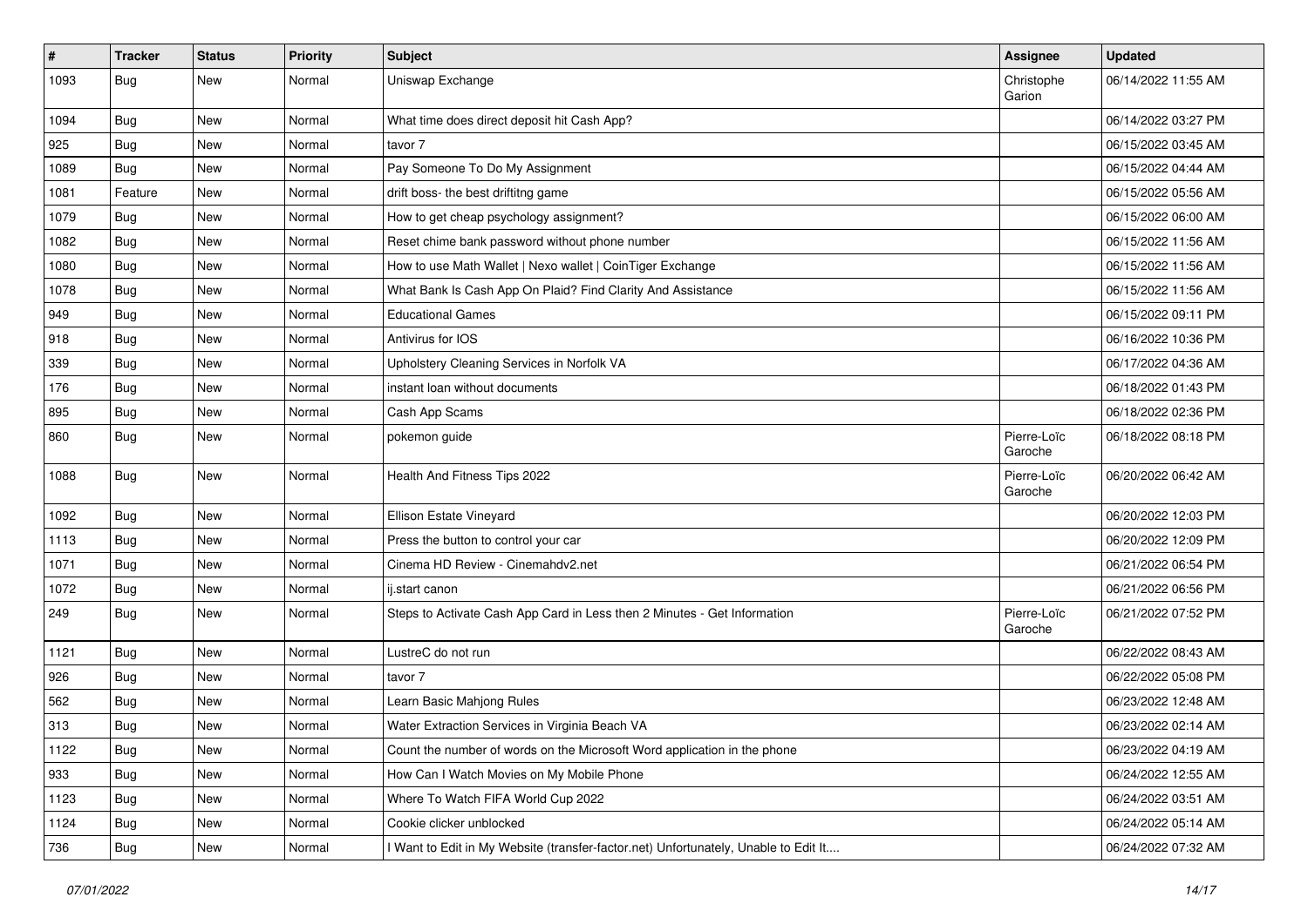| # | Tracker | Status | Priority | Subject | Assignee | Updated |
|---|---|---|---|---|---|---|
| 1093 | Bug | New | Normal | Uniswap Exchange | Christophe Garion | 06/14/2022 11:55 AM |
| 1094 | Bug | New | Normal | What time does direct deposit hit Cash App? | | 06/14/2022 03:27 PM |
| 925 | Bug | New | Normal | tavor 7 | | 06/15/2022 03:45 AM |
| 1089 | Bug | New | Normal | Pay Someone To Do My Assignment | | 06/15/2022 04:44 AM |
| 1081 | Feature | New | Normal | drift boss- the best driftitng game | | 06/15/2022 05:56 AM |
| 1079 | Bug | New | Normal | How to get cheap psychology assignment? | | 06/15/2022 06:00 AM |
| 1082 | Bug | New | Normal | Reset chime bank password without phone number | | 06/15/2022 11:56 AM |
| 1080 | Bug | New | Normal | How to use Math Wallet \| Nexo wallet \| CoinTiger Exchange | | 06/15/2022 11:56 AM |
| 1078 | Bug | New | Normal | What Bank Is Cash App On Plaid? Find Clarity And Assistance | | 06/15/2022 11:56 AM |
| 949 | Bug | New | Normal | Educational Games | | 06/15/2022 09:11 PM |
| 918 | Bug | New | Normal | Antivirus for IOS | | 06/16/2022 10:36 PM |
| 339 | Bug | New | Normal | Upholstery Cleaning Services in Norfolk VA | | 06/17/2022 04:36 AM |
| 176 | Bug | New | Normal | instant loan without documents | | 06/18/2022 01:43 PM |
| 895 | Bug | New | Normal | Cash App Scams | | 06/18/2022 02:36 PM |
| 860 | Bug | New | Normal | pokemon guide | Pierre-Loïc Garoche | 06/18/2022 08:18 PM |
| 1088 | Bug | New | Normal | Health And Fitness Tips 2022 | Pierre-Loïc Garoche | 06/20/2022 06:42 AM |
| 1092 | Bug | New | Normal | Ellison Estate Vineyard | | 06/20/2022 12:03 PM |
| 1113 | Bug | New | Normal | Press the button to control your car | | 06/20/2022 12:09 PM |
| 1071 | Bug | New | Normal | Cinema HD Review - Cinemahdv2.net | | 06/21/2022 06:54 PM |
| 1072 | Bug | New | Normal | ij.start canon | | 06/21/2022 06:56 PM |
| 249 | Bug | New | Normal | Steps to Activate Cash App Card in Less then 2 Minutes - Get Information | Pierre-Loïc Garoche | 06/21/2022 07:52 PM |
| 1121 | Bug | New | Normal | LustreC do not run | | 06/22/2022 08:43 AM |
| 926 | Bug | New | Normal | tavor 7 | | 06/22/2022 05:08 PM |
| 562 | Bug | New | Normal | Learn Basic Mahjong Rules | | 06/23/2022 12:48 AM |
| 313 | Bug | New | Normal | Water Extraction Services in Virginia Beach VA | | 06/23/2022 02:14 AM |
| 1122 | Bug | New | Normal | Count the number of words on the Microsoft Word application in the phone | | 06/23/2022 04:19 AM |
| 933 | Bug | New | Normal | How Can I Watch Movies on My Mobile Phone | | 06/24/2022 12:55 AM |
| 1123 | Bug | New | Normal | Where To Watch FIFA World Cup 2022 | | 06/24/2022 03:51 AM |
| 1124 | Bug | New | Normal | Cookie clicker unblocked | | 06/24/2022 05:14 AM |
| 736 | Bug | New | Normal | I Want to Edit in My Website (transfer-factor.net) Unfortunately, Unable to Edit It.... | | 06/24/2022 07:32 AM |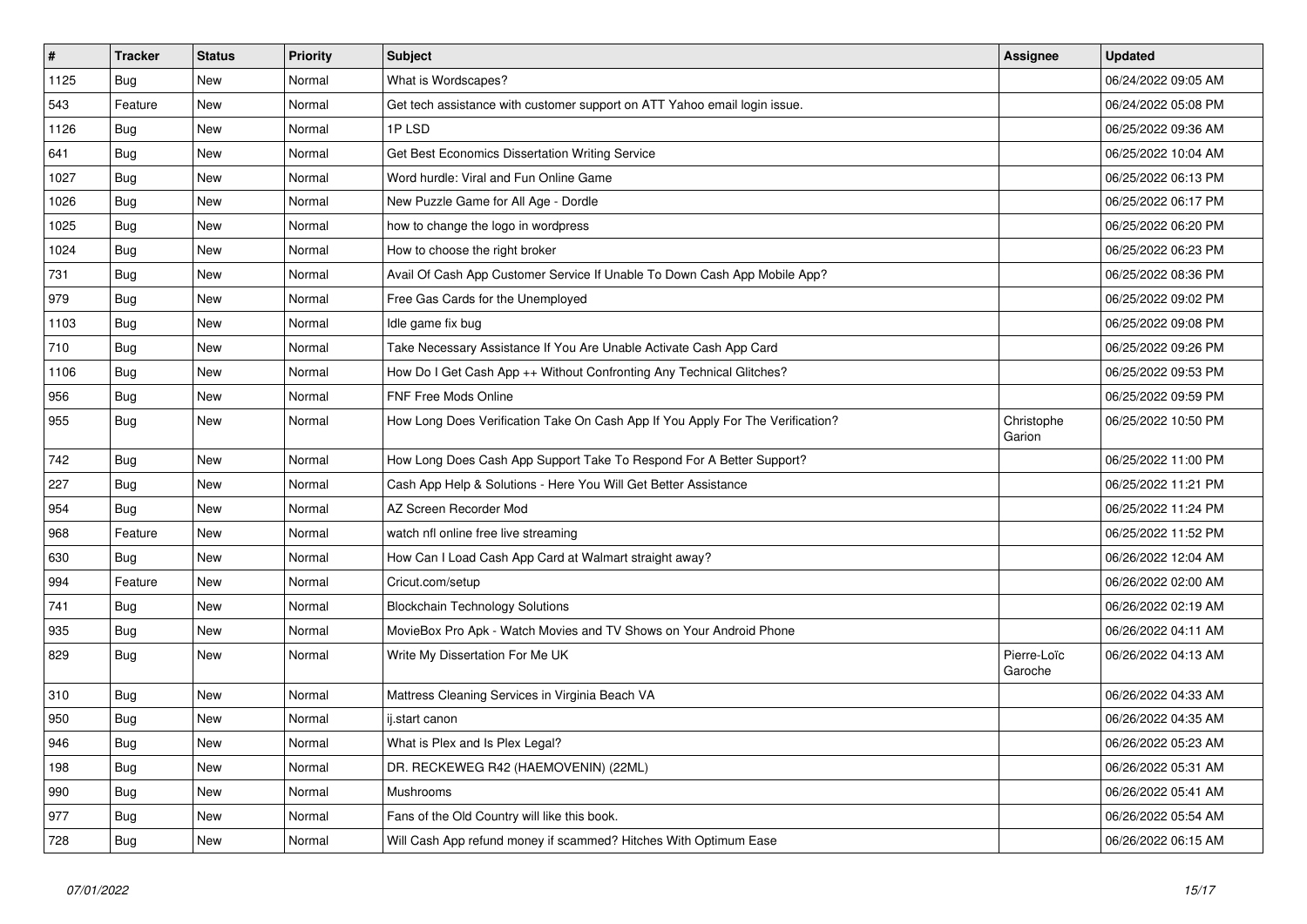| # | Tracker | Status | Priority | Subject | Assignee | Updated |
|---|---|---|---|---|---|---|
| 1125 | Bug | New | Normal | What is Wordscapes? | | 06/24/2022 09:05 AM |
| 543 | Feature | New | Normal | Get tech assistance with customer support on ATT Yahoo email login issue. | | 06/24/2022 05:08 PM |
| 1126 | Bug | New | Normal | 1P LSD | | 06/25/2022 09:36 AM |
| 641 | Bug | New | Normal | Get Best Economics Dissertation Writing Service | | 06/25/2022 10:04 AM |
| 1027 | Bug | New | Normal | Word hurdle: Viral and Fun Online Game | | 06/25/2022 06:13 PM |
| 1026 | Bug | New | Normal | New Puzzle Game for All Age - Dordle | | 06/25/2022 06:17 PM |
| 1025 | Bug | New | Normal | how to change the logo in wordpress | | 06/25/2022 06:20 PM |
| 1024 | Bug | New | Normal | How to choose the right broker | | 06/25/2022 06:23 PM |
| 731 | Bug | New | Normal | Avail Of Cash App Customer Service If Unable To Down Cash App Mobile App? | | 06/25/2022 08:36 PM |
| 979 | Bug | New | Normal | Free Gas Cards for the Unemployed | | 06/25/2022 09:02 PM |
| 1103 | Bug | New | Normal | Idle game fix bug | | 06/25/2022 09:08 PM |
| 710 | Bug | New | Normal | Take Necessary Assistance If You Are Unable Activate Cash App Card | | 06/25/2022 09:26 PM |
| 1106 | Bug | New | Normal | How Do I Get Cash App ++ Without Confronting Any Technical Glitches? | | 06/25/2022 09:53 PM |
| 956 | Bug | New | Normal | FNF Free Mods Online | | 06/25/2022 09:59 PM |
| 955 | Bug | New | Normal | How Long Does Verification Take On Cash App If You Apply For The Verification? | Christophe Garion | 06/25/2022 10:50 PM |
| 742 | Bug | New | Normal | How Long Does Cash App Support Take To Respond For A Better Support? | | 06/25/2022 11:00 PM |
| 227 | Bug | New | Normal | Cash App Help & Solutions - Here You Will Get Better Assistance | | 06/25/2022 11:21 PM |
| 954 | Bug | New | Normal | AZ Screen Recorder Mod | | 06/25/2022 11:24 PM |
| 968 | Feature | New | Normal | watch nfl online free live streaming | | 06/25/2022 11:52 PM |
| 630 | Bug | New | Normal | How Can I Load Cash App Card at Walmart straight away? | | 06/26/2022 12:04 AM |
| 994 | Feature | New | Normal | Cricut.com/setup | | 06/26/2022 02:00 AM |
| 741 | Bug | New | Normal | Blockchain Technology Solutions | | 06/26/2022 02:19 AM |
| 935 | Bug | New | Normal | MovieBox Pro Apk - Watch Movies and TV Shows on Your Android Phone | | 06/26/2022 04:11 AM |
| 829 | Bug | New | Normal | Write My Dissertation For Me UK | Pierre-Loïc Garoche | 06/26/2022 04:13 AM |
| 310 | Bug | New | Normal | Mattress Cleaning Services in Virginia Beach VA | | 06/26/2022 04:33 AM |
| 950 | Bug | New | Normal | ij.start canon | | 06/26/2022 04:35 AM |
| 946 | Bug | New | Normal | What is Plex and Is Plex Legal? | | 06/26/2022 05:23 AM |
| 198 | Bug | New | Normal | DR. RECKEWEG R42 (HAEMOVENIN) (22ML) | | 06/26/2022 05:31 AM |
| 990 | Bug | New | Normal | Mushrooms | | 06/26/2022 05:41 AM |
| 977 | Bug | New | Normal | Fans of the Old Country will like this book. | | 06/26/2022 05:54 AM |
| 728 | Bug | New | Normal | Will Cash App refund money if scammed? Hitches With Optimum Ease | | 06/26/2022 06:15 AM |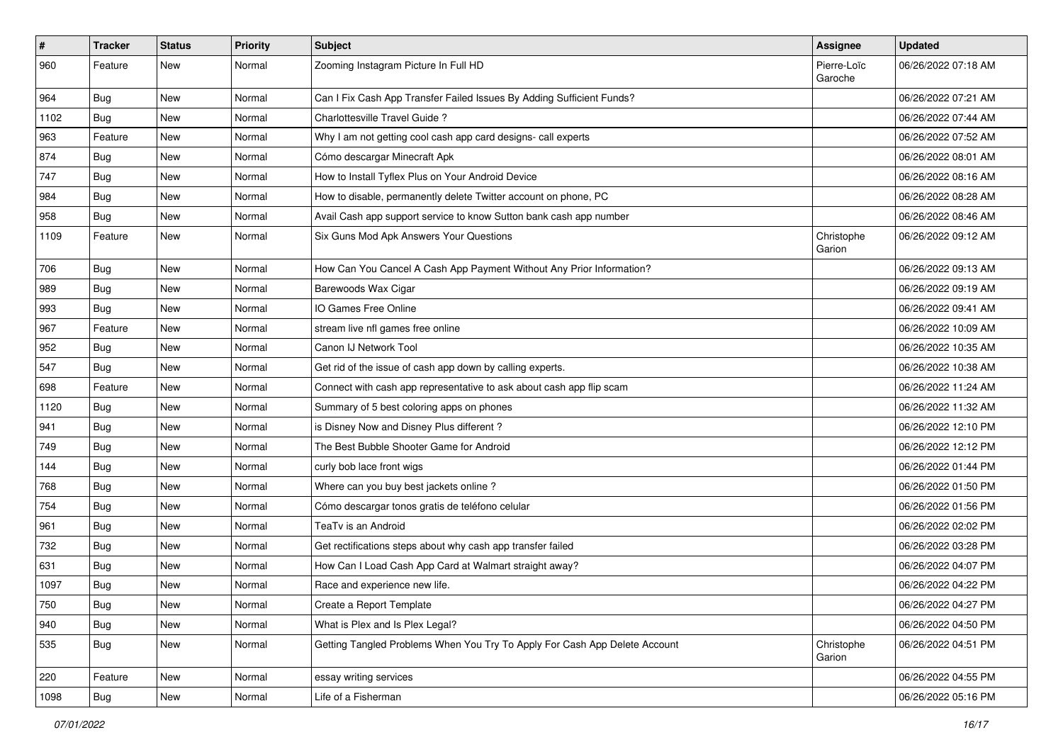| # | Tracker | Status | Priority | Subject | Assignee | Updated |
|---|---|---|---|---|---|---|
| 960 | Feature | New | Normal | Zooming Instagram Picture In Full HD | Pierre-Loïc Garoche | 06/26/2022 07:18 AM |
| 964 | Bug | New | Normal | Can I Fix Cash App Transfer Failed Issues By Adding Sufficient Funds? | | 06/26/2022 07:21 AM |
| 1102 | Bug | New | Normal | Charlottesville Travel Guide ? | | 06/26/2022 07:44 AM |
| 963 | Feature | New | Normal | Why I am not getting cool cash app card designs- call experts | | 06/26/2022 07:52 AM |
| 874 | Bug | New | Normal | Cómo descargar Minecraft Apk | | 06/26/2022 08:01 AM |
| 747 | Bug | New | Normal | How to Install Tyflex Plus on Your Android Device | | 06/26/2022 08:16 AM |
| 984 | Bug | New | Normal | How to disable, permanently delete Twitter account on phone, PC | | 06/26/2022 08:28 AM |
| 958 | Bug | New | Normal | Avail Cash app support service to know Sutton bank cash app number | | 06/26/2022 08:46 AM |
| 1109 | Feature | New | Normal | Six Guns Mod Apk Answers Your Questions | Christophe Garion | 06/26/2022 09:12 AM |
| 706 | Bug | New | Normal | How Can You Cancel A Cash App Payment Without Any Prior Information? | | 06/26/2022 09:13 AM |
| 989 | Bug | New | Normal | Barewoods Wax Cigar | | 06/26/2022 09:19 AM |
| 993 | Bug | New | Normal | IO Games Free Online | | 06/26/2022 09:41 AM |
| 967 | Feature | New | Normal | stream live nfl games free online | | 06/26/2022 10:09 AM |
| 952 | Bug | New | Normal | Canon IJ Network Tool | | 06/26/2022 10:35 AM |
| 547 | Bug | New | Normal | Get rid of the issue of cash app down by calling experts. | | 06/26/2022 10:38 AM |
| 698 | Feature | New | Normal | Connect with cash app representative to ask about cash app flip scam | | 06/26/2022 11:24 AM |
| 1120 | Bug | New | Normal | Summary of 5 best coloring apps on phones | | 06/26/2022 11:32 AM |
| 941 | Bug | New | Normal | is Disney Now and Disney Plus different ? | | 06/26/2022 12:10 PM |
| 749 | Bug | New | Normal | The Best Bubble Shooter Game for Android | | 06/26/2022 12:12 PM |
| 144 | Bug | New | Normal | curly bob lace front wigs | | 06/26/2022 01:44 PM |
| 768 | Bug | New | Normal | Where can you buy best jackets online ? | | 06/26/2022 01:50 PM |
| 754 | Bug | New | Normal | Cómo descargar tonos gratis de teléfono celular | | 06/26/2022 01:56 PM |
| 961 | Bug | New | Normal | TeaTv is an Android | | 06/26/2022 02:02 PM |
| 732 | Bug | New | Normal | Get rectifications steps about why cash app transfer failed | | 06/26/2022 03:28 PM |
| 631 | Bug | New | Normal | How Can I Load Cash App Card at Walmart straight away? | | 06/26/2022 04:07 PM |
| 1097 | Bug | New | Normal | Race and experience new life. | | 06/26/2022 04:22 PM |
| 750 | Bug | New | Normal | Create a Report Template | | 06/26/2022 04:27 PM |
| 940 | Bug | New | Normal | What is Plex and Is Plex Legal? | | 06/26/2022 04:50 PM |
| 535 | Bug | New | Normal | Getting Tangled Problems When You Try To Apply For Cash App Delete Account | Christophe Garion | 06/26/2022 04:51 PM |
| 220 | Feature | New | Normal | essay writing services | | 06/26/2022 04:55 PM |
| 1098 | Bug | New | Normal | Life of a Fisherman | | 06/26/2022 05:16 PM |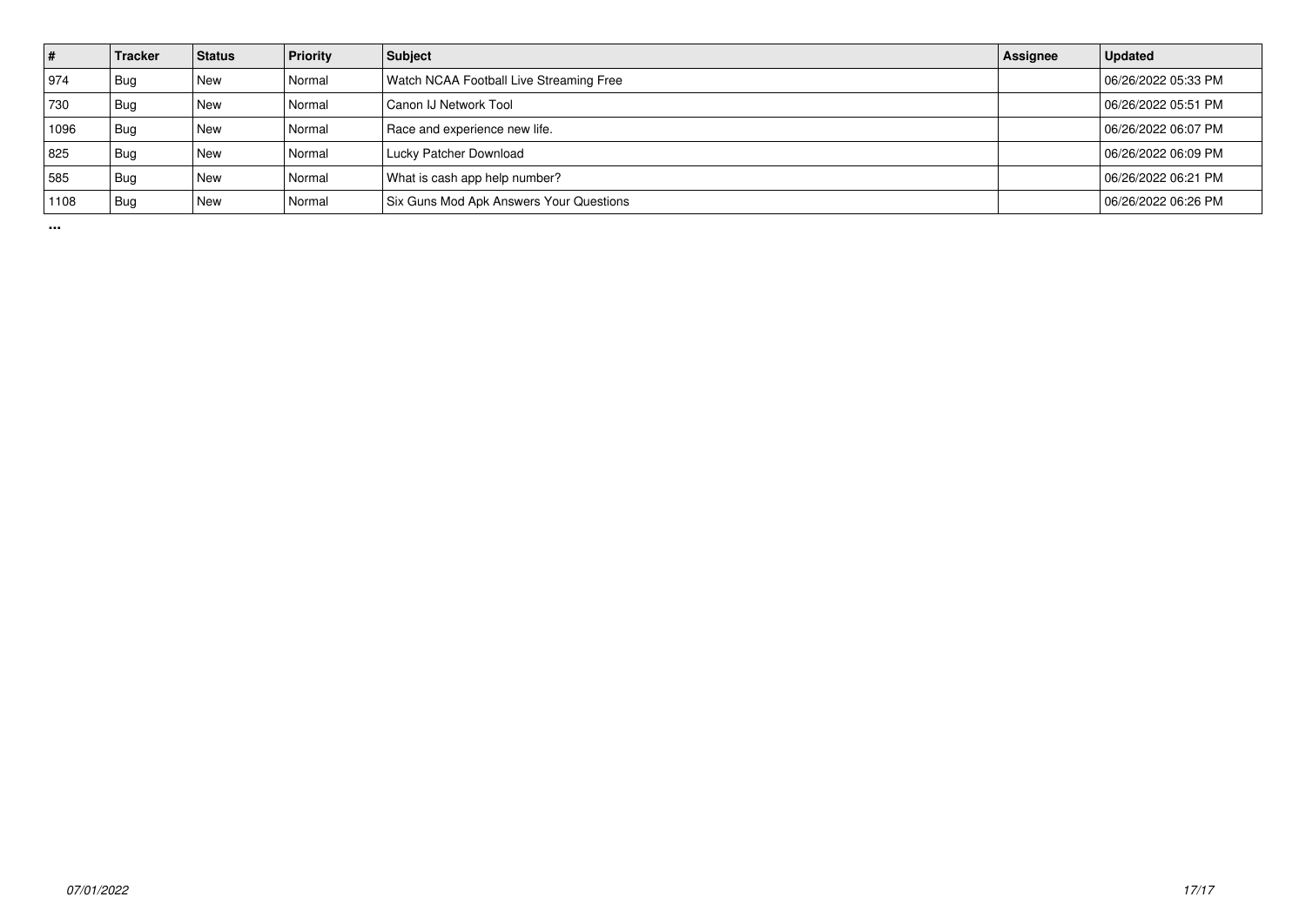| # | Tracker | Status | Priority | Subject | Assignee | Updated |
|---|---|---|---|---|---|---|
| 974 | Bug | New | Normal | Watch NCAA Football Live Streaming Free | | 06/26/2022 05:33 PM |
| 730 | Bug | New | Normal | Canon IJ Network Tool | | 06/26/2022 05:51 PM |
| 1096 | Bug | New | Normal | Race and experience new life. | | 06/26/2022 06:07 PM |
| 825 | Bug | New | Normal | Lucky Patcher Download | | 06/26/2022 06:09 PM |
| 585 | Bug | New | Normal | What is cash app help number? | | 06/26/2022 06:21 PM |
| 1108 | Bug | New | Normal | Six Guns Mod Apk Answers Your Questions | | 06/26/2022 06:26 PM |

...